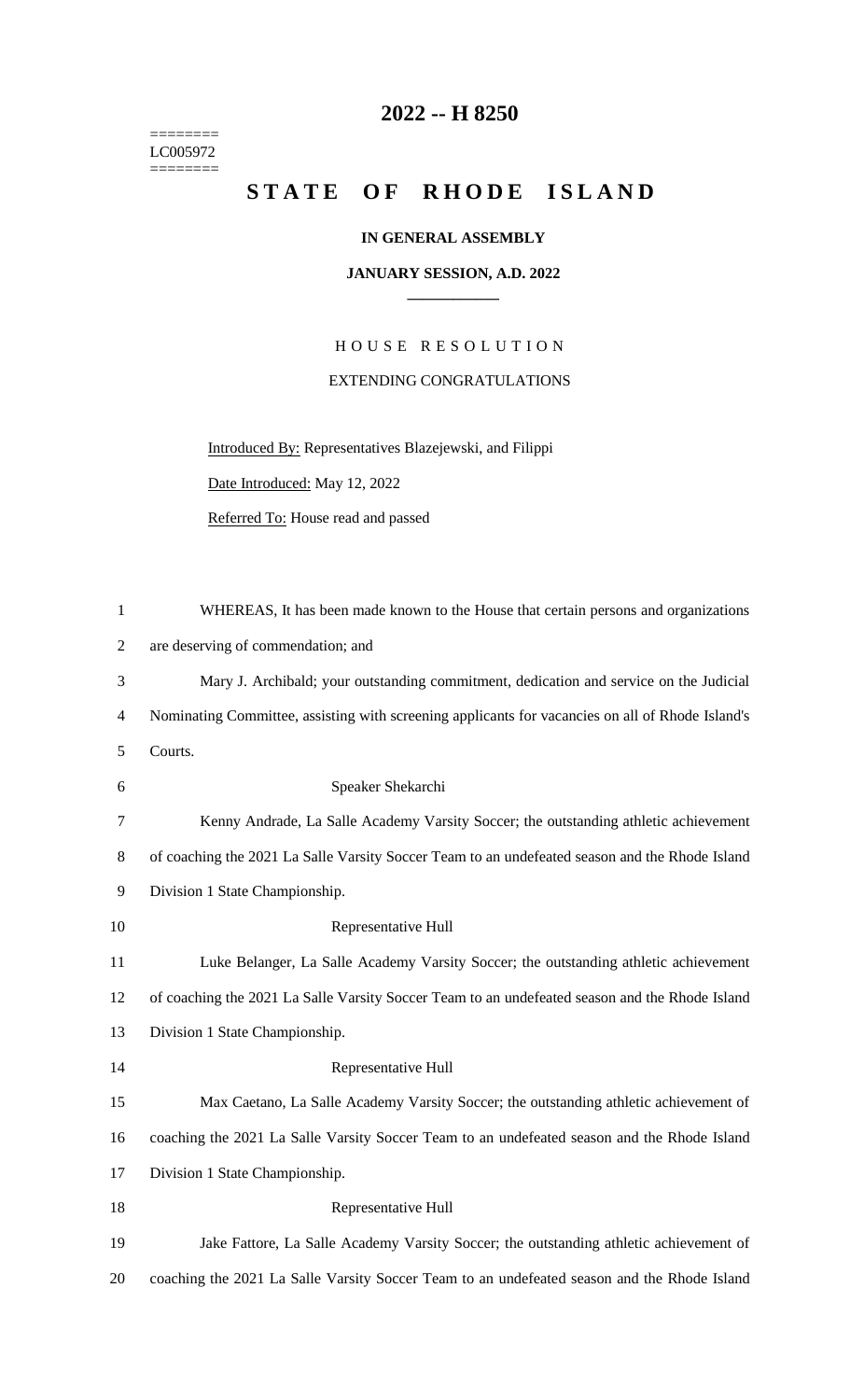========
LC005972
========

# 2022 -- H 8250

# STATE OF RHODE ISLAND

**IN GENERAL ASSEMBLY**

**JANUARY SESSION, A.D. 2022**

HOUSE RESOLUTION

EXTENDING CONGRATULATIONS

Introduced By: Representatives Blazejewski, and Filippi

Date Introduced: May 12, 2022

Referred To: House read and passed

WHEREAS, It has been made known to the House that certain persons and organizations are deserving of commendation; and

Mary J. Archibald; your outstanding commitment, dedication and service on the Judicial Nominating Committee, assisting with screening applicants for vacancies on all of Rhode Island's Courts.

Speaker Shekarchi

Kenny Andrade, La Salle Academy Varsity Soccer; the outstanding athletic achievement of coaching the 2021 La Salle Varsity Soccer Team to an undefeated season and the Rhode Island Division 1 State Championship.

Representative Hull

Luke Belanger, La Salle Academy Varsity Soccer; the outstanding athletic achievement of coaching the 2021 La Salle Varsity Soccer Team to an undefeated season and the Rhode Island Division 1 State Championship.

Representative Hull

Max Caetano, La Salle Academy Varsity Soccer; the outstanding athletic achievement of coaching the 2021 La Salle Varsity Soccer Team to an undefeated season and the Rhode Island Division 1 State Championship.

Representative Hull

Jake Fattore, La Salle Academy Varsity Soccer; the outstanding athletic achievement of coaching the 2021 La Salle Varsity Soccer Team to an undefeated season and the Rhode Island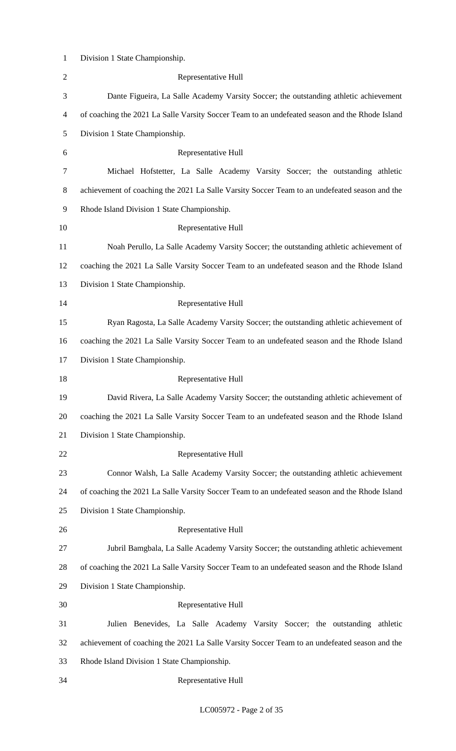Division 1 State Championship.

Representative Hull

Dante Figueira, La Salle Academy Varsity Soccer; the outstanding athletic achievement of coaching the 2021 La Salle Varsity Soccer Team to an undefeated season and the Rhode Island Division 1 State Championship.

Representative Hull

Michael Hofstetter, La Salle Academy Varsity Soccer; the outstanding athletic achievement of coaching the 2021 La Salle Varsity Soccer Team to an undefeated season and the Rhode Island Division 1 State Championship.

Representative Hull

Noah Perullo, La Salle Academy Varsity Soccer; the outstanding athletic achievement of coaching the 2021 La Salle Varsity Soccer Team to an undefeated season and the Rhode Island Division 1 State Championship.

Representative Hull

Ryan Ragosta, La Salle Academy Varsity Soccer; the outstanding athletic achievement of coaching the 2021 La Salle Varsity Soccer Team to an undefeated season and the Rhode Island Division 1 State Championship.

Representative Hull

David Rivera, La Salle Academy Varsity Soccer; the outstanding athletic achievement of coaching the 2021 La Salle Varsity Soccer Team to an undefeated season and the Rhode Island Division 1 State Championship.

Representative Hull

Connor Walsh, La Salle Academy Varsity Soccer; the outstanding athletic achievement of coaching the 2021 La Salle Varsity Soccer Team to an undefeated season and the Rhode Island Division 1 State Championship.

Representative Hull

Jubril Bamgbala, La Salle Academy Varsity Soccer; the outstanding athletic achievement of coaching the 2021 La Salle Varsity Soccer Team to an undefeated season and the Rhode Island Division 1 State Championship.

Representative Hull

Julien Benevides, La Salle Academy Varsity Soccer; the outstanding athletic achievement of coaching the 2021 La Salle Varsity Soccer Team to an undefeated season and the Rhode Island Division 1 State Championship.

Representative Hull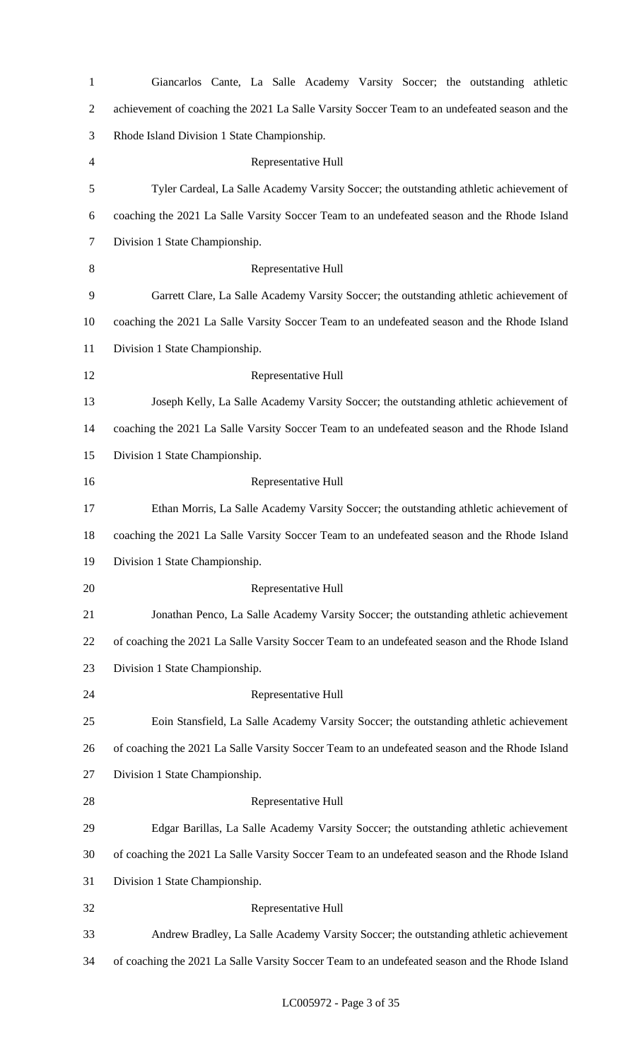Giancarlos Cante, La Salle Academy Varsity Soccer; the outstanding athletic achievement of coaching the 2021 La Salle Varsity Soccer Team to an undefeated season and the Rhode Island Division 1 State Championship.

Representative Hull

Tyler Cardeal, La Salle Academy Varsity Soccer; the outstanding athletic achievement of coaching the 2021 La Salle Varsity Soccer Team to an undefeated season and the Rhode Island Division 1 State Championship.

Representative Hull

Garrett Clare, La Salle Academy Varsity Soccer; the outstanding athletic achievement of coaching the 2021 La Salle Varsity Soccer Team to an undefeated season and the Rhode Island Division 1 State Championship.

Representative Hull

Joseph Kelly, La Salle Academy Varsity Soccer; the outstanding athletic achievement of coaching the 2021 La Salle Varsity Soccer Team to an undefeated season and the Rhode Island Division 1 State Championship.

Representative Hull

Ethan Morris, La Salle Academy Varsity Soccer; the outstanding athletic achievement of coaching the 2021 La Salle Varsity Soccer Team to an undefeated season and the Rhode Island Division 1 State Championship.

Representative Hull

Jonathan Penco, La Salle Academy Varsity Soccer; the outstanding athletic achievement of coaching the 2021 La Salle Varsity Soccer Team to an undefeated season and the Rhode Island Division 1 State Championship.

Representative Hull

Eoin Stansfield, La Salle Academy Varsity Soccer; the outstanding athletic achievement of coaching the 2021 La Salle Varsity Soccer Team to an undefeated season and the Rhode Island Division 1 State Championship.

Representative Hull

Edgar Barillas, La Salle Academy Varsity Soccer; the outstanding athletic achievement of coaching the 2021 La Salle Varsity Soccer Team to an undefeated season and the Rhode Island Division 1 State Championship.

Representative Hull

Andrew Bradley, La Salle Academy Varsity Soccer; the outstanding athletic achievement of coaching the 2021 La Salle Varsity Soccer Team to an undefeated season and the Rhode Island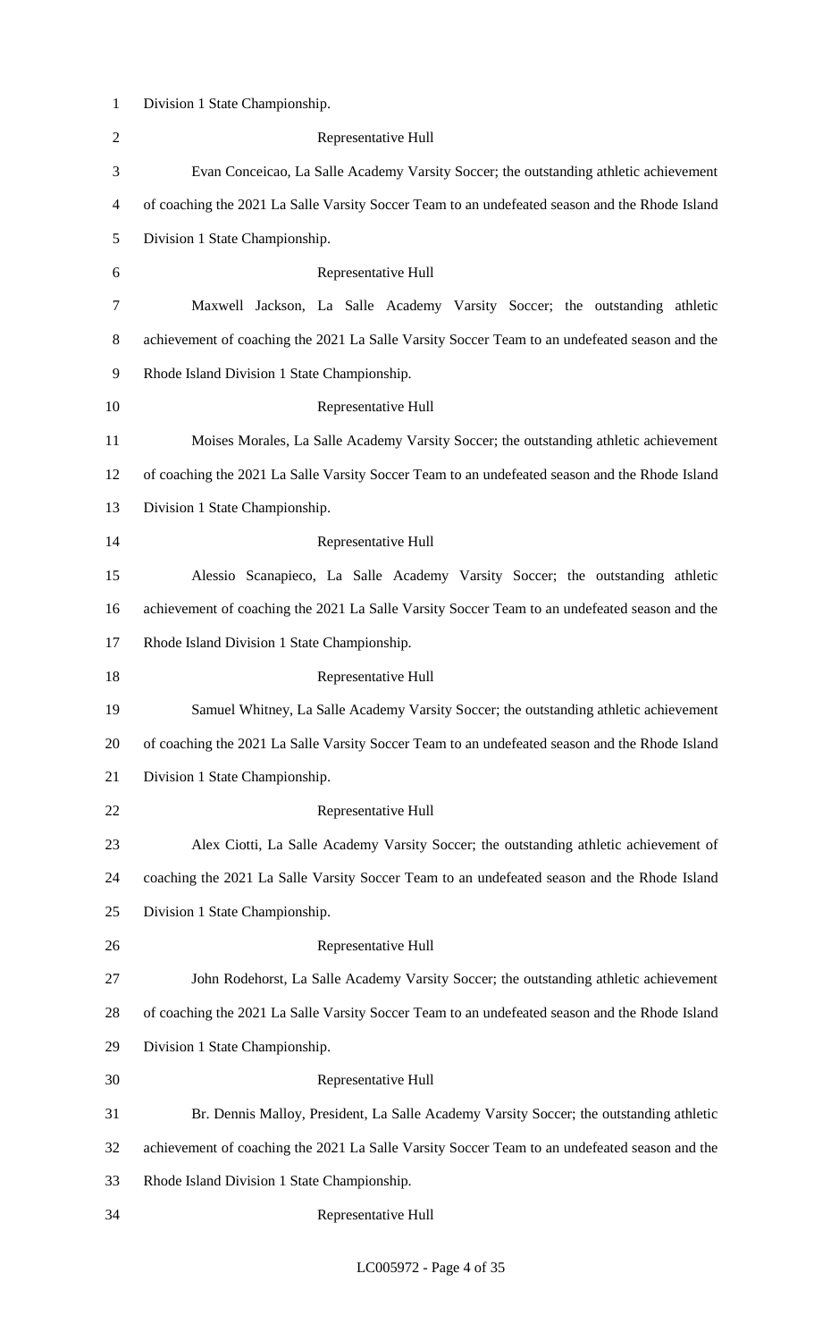Division 1 State Championship.

Representative Hull

Evan Conceicao, La Salle Academy Varsity Soccer; the outstanding athletic achievement of coaching the 2021 La Salle Varsity Soccer Team to an undefeated season and the Rhode Island Division 1 State Championship.

Representative Hull

Maxwell Jackson, La Salle Academy Varsity Soccer; the outstanding athletic achievement of coaching the 2021 La Salle Varsity Soccer Team to an undefeated season and the Rhode Island Division 1 State Championship.

Representative Hull

Moises Morales, La Salle Academy Varsity Soccer; the outstanding athletic achievement of coaching the 2021 La Salle Varsity Soccer Team to an undefeated season and the Rhode Island Division 1 State Championship.

Representative Hull

Alessio Scanapieco, La Salle Academy Varsity Soccer; the outstanding athletic achievement of coaching the 2021 La Salle Varsity Soccer Team to an undefeated season and the Rhode Island Division 1 State Championship.

Representative Hull

Samuel Whitney, La Salle Academy Varsity Soccer; the outstanding athletic achievement of coaching the 2021 La Salle Varsity Soccer Team to an undefeated season and the Rhode Island Division 1 State Championship.

Representative Hull

Alex Ciotti, La Salle Academy Varsity Soccer; the outstanding athletic achievement of coaching the 2021 La Salle Varsity Soccer Team to an undefeated season and the Rhode Island Division 1 State Championship.

Representative Hull

John Rodehorst, La Salle Academy Varsity Soccer; the outstanding athletic achievement of coaching the 2021 La Salle Varsity Soccer Team to an undefeated season and the Rhode Island Division 1 State Championship.

Representative Hull

Br. Dennis Malloy, President, La Salle Academy Varsity Soccer; the outstanding athletic achievement of coaching the 2021 La Salle Varsity Soccer Team to an undefeated season and the Rhode Island Division 1 State Championship.

Representative Hull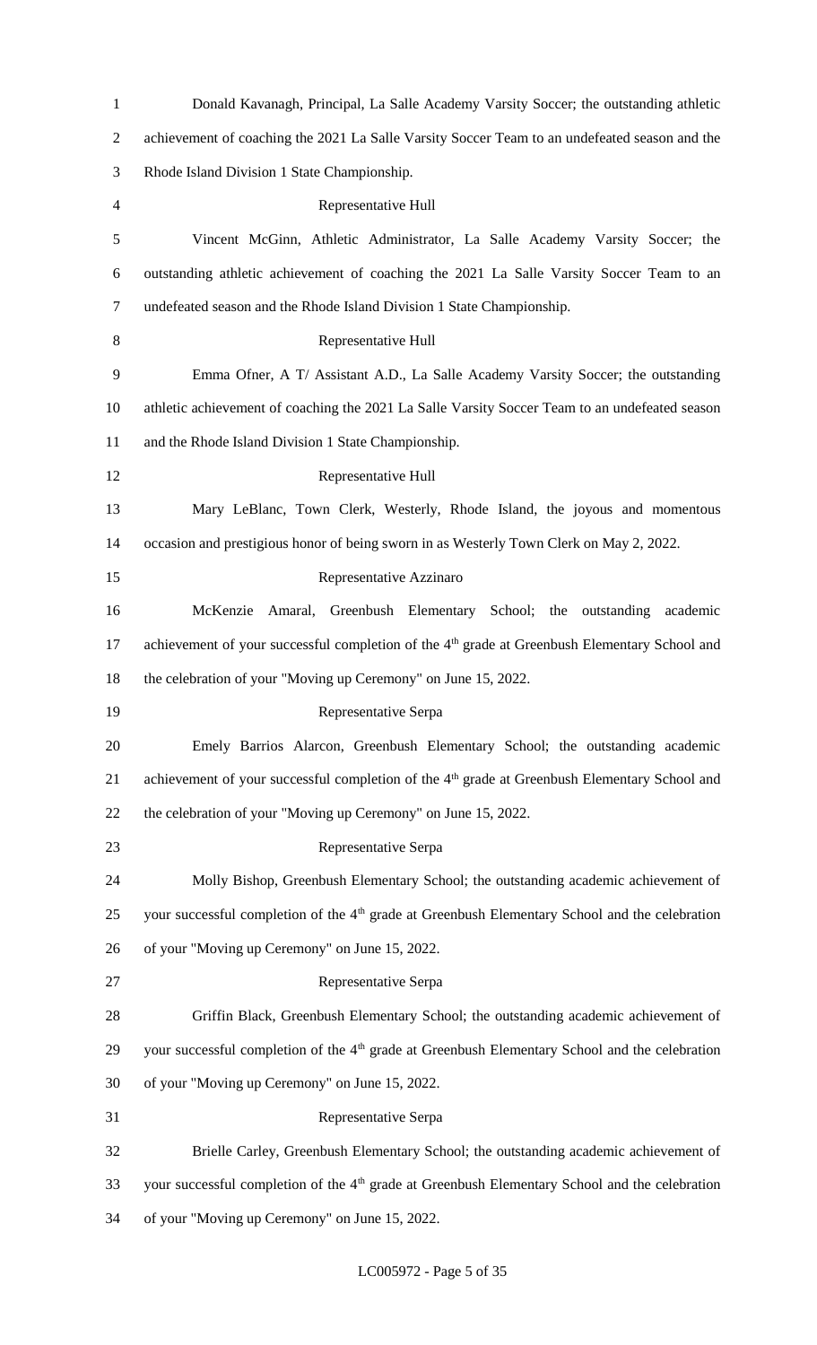Donald Kavanagh, Principal, La Salle Academy Varsity Soccer; the outstanding athletic achievement of coaching the 2021 La Salle Varsity Soccer Team to an undefeated season and the Rhode Island Division 1 State Championship.

Representative Hull

Vincent McGinn, Athletic Administrator, La Salle Academy Varsity Soccer; the outstanding athletic achievement of coaching the 2021 La Salle Varsity Soccer Team to an undefeated season and the Rhode Island Division 1 State Championship.

Representative Hull

Emma Ofner, A T/ Assistant A.D., La Salle Academy Varsity Soccer; the outstanding athletic achievement of coaching the 2021 La Salle Varsity Soccer Team to an undefeated season and the Rhode Island Division 1 State Championship.

Representative Hull

Mary LeBlanc, Town Clerk, Westerly, Rhode Island, the joyous and momentous occasion and prestigious honor of being sworn in as Westerly Town Clerk on May 2, 2022.

Representative Azzinaro

McKenzie Amaral, Greenbush Elementary School; the outstanding academic achievement of your successful completion of the 4th grade at Greenbush Elementary School and the celebration of your "Moving up Ceremony" on June 15, 2022.

Representative Serpa

Emely Barrios Alarcon, Greenbush Elementary School; the outstanding academic achievement of your successful completion of the 4th grade at Greenbush Elementary School and the celebration of your "Moving up Ceremony" on June 15, 2022.

Representative Serpa

Molly Bishop, Greenbush Elementary School; the outstanding academic achievement of your successful completion of the 4th grade at Greenbush Elementary School and the celebration of your "Moving up Ceremony" on June 15, 2022.

Representative Serpa

Griffin Black, Greenbush Elementary School; the outstanding academic achievement of your successful completion of the 4th grade at Greenbush Elementary School and the celebration of your "Moving up Ceremony" on June 15, 2022.

Representative Serpa

Brielle Carley, Greenbush Elementary School; the outstanding academic achievement of your successful completion of the 4th grade at Greenbush Elementary School and the celebration of your "Moving up Ceremony" on June 15, 2022.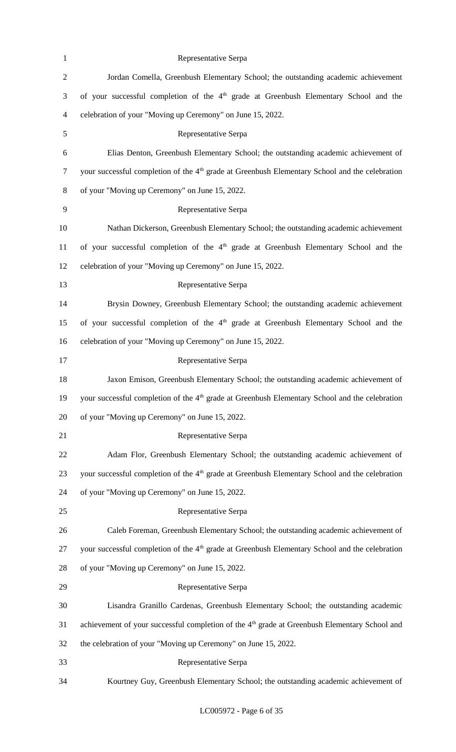Representative Serpa

Jordan Comella, Greenbush Elementary School; the outstanding academic achievement of your successful completion of the 4th grade at Greenbush Elementary School and the celebration of your "Moving up Ceremony" on June 15, 2022.

Representative Serpa

Elias Denton, Greenbush Elementary School; the outstanding academic achievement of your successful completion of the 4th grade at Greenbush Elementary School and the celebration of your "Moving up Ceremony" on June 15, 2022.

Representative Serpa

Nathan Dickerson, Greenbush Elementary School; the outstanding academic achievement of your successful completion of the 4th grade at Greenbush Elementary School and the celebration of your "Moving up Ceremony" on June 15, 2022.

Representative Serpa

Brysin Downey, Greenbush Elementary School; the outstanding academic achievement of your successful completion of the 4th grade at Greenbush Elementary School and the celebration of your "Moving up Ceremony" on June 15, 2022.

Representative Serpa

Jaxon Emison, Greenbush Elementary School; the outstanding academic achievement of your successful completion of the 4th grade at Greenbush Elementary School and the celebration of your "Moving up Ceremony" on June 15, 2022.

Representative Serpa

Adam Flor, Greenbush Elementary School; the outstanding academic achievement of your successful completion of the 4th grade at Greenbush Elementary School and the celebration of your "Moving up Ceremony" on June 15, 2022.

Representative Serpa

Caleb Foreman, Greenbush Elementary School; the outstanding academic achievement of your successful completion of the 4th grade at Greenbush Elementary School and the celebration of your "Moving up Ceremony" on June 15, 2022.

Representative Serpa

Lisandra Granillo Cardenas, Greenbush Elementary School; the outstanding academic achievement of your successful completion of the 4th grade at Greenbush Elementary School and the celebration of your "Moving up Ceremony" on June 15, 2022.

Representative Serpa

Kourtney Guy, Greenbush Elementary School; the outstanding academic achievement of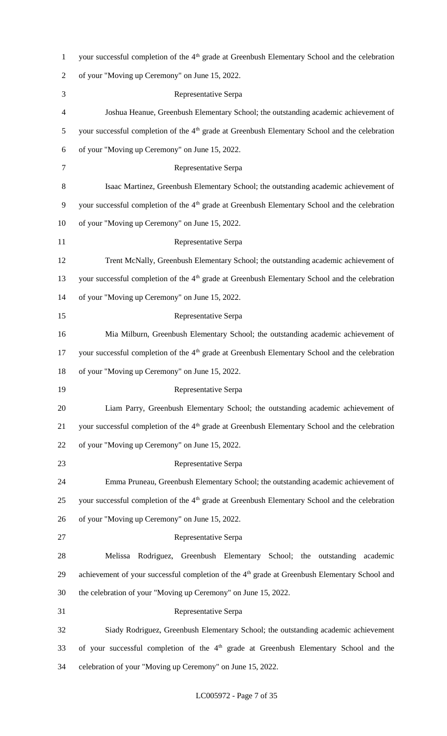your successful completion of the 4th grade at Greenbush Elementary School and the celebration of your "Moving up Ceremony" on June 15, 2022.

Representative Serpa

Joshua Heanue, Greenbush Elementary School; the outstanding academic achievement of your successful completion of the 4th grade at Greenbush Elementary School and the celebration of your "Moving up Ceremony" on June 15, 2022.

Representative Serpa

Isaac Martinez, Greenbush Elementary School; the outstanding academic achievement of your successful completion of the 4th grade at Greenbush Elementary School and the celebration of your "Moving up Ceremony" on June 15, 2022.

Representative Serpa

Trent McNally, Greenbush Elementary School; the outstanding academic achievement of your successful completion of the 4th grade at Greenbush Elementary School and the celebration of your "Moving up Ceremony" on June 15, 2022.

Representative Serpa

Mia Milburn, Greenbush Elementary School; the outstanding academic achievement of your successful completion of the 4th grade at Greenbush Elementary School and the celebration of your "Moving up Ceremony" on June 15, 2022.

Representative Serpa

Liam Parry, Greenbush Elementary School; the outstanding academic achievement of your successful completion of the 4th grade at Greenbush Elementary School and the celebration of your "Moving up Ceremony" on June 15, 2022.

Representative Serpa

Emma Pruneau, Greenbush Elementary School; the outstanding academic achievement of your successful completion of the 4th grade at Greenbush Elementary School and the celebration of your "Moving up Ceremony" on June 15, 2022.

Representative Serpa

Melissa Rodriguez, Greenbush Elementary School; the outstanding academic achievement of your successful completion of the 4th grade at Greenbush Elementary School and the celebration of your "Moving up Ceremony" on June 15, 2022.

Representative Serpa

Siady Rodriguez, Greenbush Elementary School; the outstanding academic achievement of your successful completion of the 4th grade at Greenbush Elementary School and the celebration of your "Moving up Ceremony" on June 15, 2022.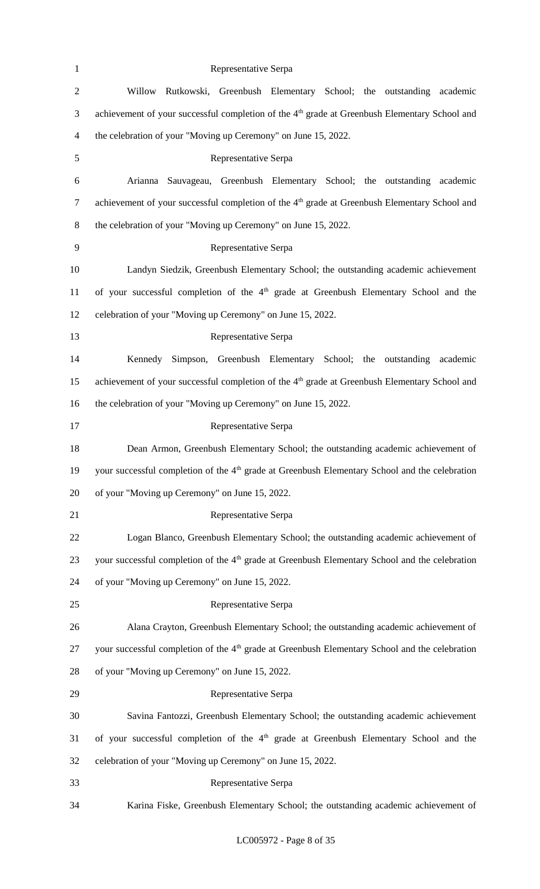Representative Serpa

Willow Rutkowski, Greenbush Elementary School; the outstanding academic achievement of your successful completion of the 4th grade at Greenbush Elementary School and the celebration of your "Moving up Ceremony" on June 15, 2022.

Representative Serpa

Arianna Sauvageau, Greenbush Elementary School; the outstanding academic achievement of your successful completion of the 4th grade at Greenbush Elementary School and the celebration of your "Moving up Ceremony" on June 15, 2022.

Representative Serpa

Landyn Siedzik, Greenbush Elementary School; the outstanding academic achievement of your successful completion of the 4th grade at Greenbush Elementary School and the celebration of your "Moving up Ceremony" on June 15, 2022.

Representative Serpa

Kennedy Simpson, Greenbush Elementary School; the outstanding academic achievement of your successful completion of the 4th grade at Greenbush Elementary School and the celebration of your "Moving up Ceremony" on June 15, 2022.

Representative Serpa

Dean Armon, Greenbush Elementary School; the outstanding academic achievement of your successful completion of the 4th grade at Greenbush Elementary School and the celebration of your "Moving up Ceremony" on June 15, 2022.

Representative Serpa

Logan Blanco, Greenbush Elementary School; the outstanding academic achievement of your successful completion of the 4th grade at Greenbush Elementary School and the celebration of your "Moving up Ceremony" on June 15, 2022.

Representative Serpa

Alana Crayton, Greenbush Elementary School; the outstanding academic achievement of your successful completion of the 4th grade at Greenbush Elementary School and the celebration of your "Moving up Ceremony" on June 15, 2022.

Representative Serpa

Savina Fantozzi, Greenbush Elementary School; the outstanding academic achievement of your successful completion of the 4th grade at Greenbush Elementary School and the celebration of your "Moving up Ceremony" on June 15, 2022.

Representative Serpa

Karina Fiske, Greenbush Elementary School; the outstanding academic achievement of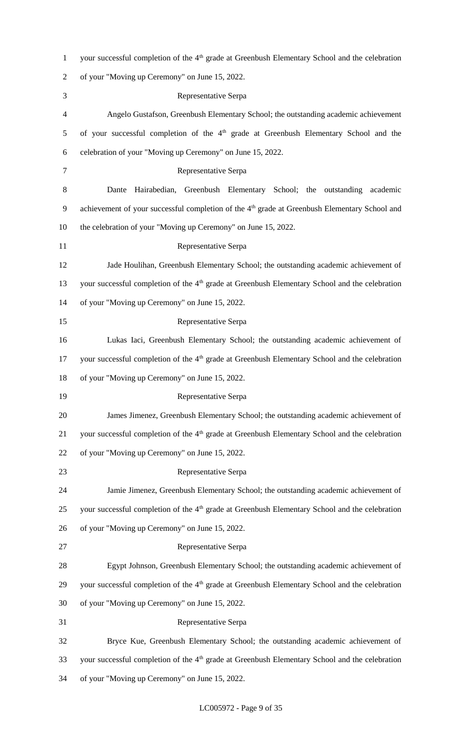your successful completion of the 4th grade at Greenbush Elementary School and the celebration of your "Moving up Ceremony" on June 15, 2022.

Representative Serpa

Angelo Gustafson, Greenbush Elementary School; the outstanding academic achievement of your successful completion of the 4th grade at Greenbush Elementary School and the celebration of your "Moving up Ceremony" on June 15, 2022.

Representative Serpa

Dante Hairabedian, Greenbush Elementary School; the outstanding academic achievement of your successful completion of the 4th grade at Greenbush Elementary School and the celebration of your "Moving up Ceremony" on June 15, 2022.

Representative Serpa

Jade Houlihan, Greenbush Elementary School; the outstanding academic achievement of your successful completion of the 4th grade at Greenbush Elementary School and the celebration of your "Moving up Ceremony" on June 15, 2022.

Representative Serpa

Lukas Iaci, Greenbush Elementary School; the outstanding academic achievement of your successful completion of the 4th grade at Greenbush Elementary School and the celebration of your "Moving up Ceremony" on June 15, 2022.

Representative Serpa

James Jimenez, Greenbush Elementary School; the outstanding academic achievement of your successful completion of the 4th grade at Greenbush Elementary School and the celebration of your "Moving up Ceremony" on June 15, 2022.

Representative Serpa

Jamie Jimenez, Greenbush Elementary School; the outstanding academic achievement of your successful completion of the 4th grade at Greenbush Elementary School and the celebration of your "Moving up Ceremony" on June 15, 2022.

Representative Serpa

Egypt Johnson, Greenbush Elementary School; the outstanding academic achievement of your successful completion of the 4th grade at Greenbush Elementary School and the celebration of your "Moving up Ceremony" on June 15, 2022.

Representative Serpa

Bryce Kue, Greenbush Elementary School; the outstanding academic achievement of your successful completion of the 4th grade at Greenbush Elementary School and the celebration of your "Moving up Ceremony" on June 15, 2022.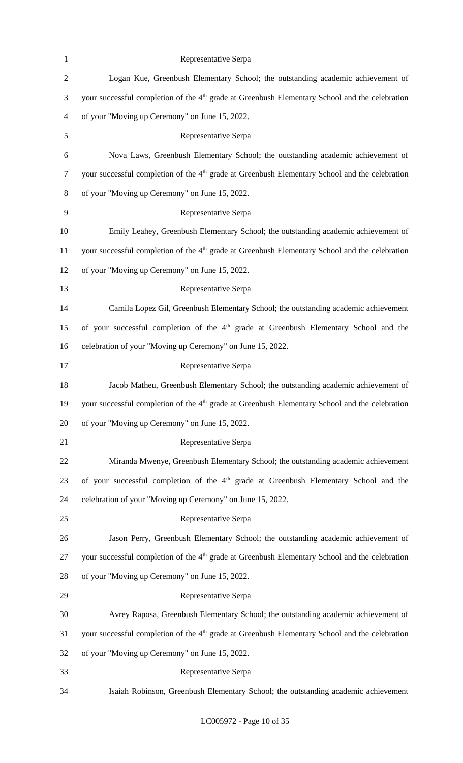Representative Serpa

Logan Kue, Greenbush Elementary School; the outstanding academic achievement of your successful completion of the 4th grade at Greenbush Elementary School and the celebration of your "Moving up Ceremony" on June 15, 2022.

Representative Serpa

Nova Laws, Greenbush Elementary School; the outstanding academic achievement of your successful completion of the 4th grade at Greenbush Elementary School and the celebration of your "Moving up Ceremony" on June 15, 2022.

Representative Serpa

Emily Leahey, Greenbush Elementary School; the outstanding academic achievement of your successful completion of the 4th grade at Greenbush Elementary School and the celebration of your "Moving up Ceremony" on June 15, 2022.

Representative Serpa

Camila Lopez Gil, Greenbush Elementary School; the outstanding academic achievement of your successful completion of the 4th grade at Greenbush Elementary School and the celebration of your "Moving up Ceremony" on June 15, 2022.

Representative Serpa

Jacob Matheu, Greenbush Elementary School; the outstanding academic achievement of your successful completion of the 4th grade at Greenbush Elementary School and the celebration of your "Moving up Ceremony" on June 15, 2022.

Representative Serpa

Miranda Mwenye, Greenbush Elementary School; the outstanding academic achievement of your successful completion of the 4th grade at Greenbush Elementary School and the celebration of your "Moving up Ceremony" on June 15, 2022.

Representative Serpa

Jason Perry, Greenbush Elementary School; the outstanding academic achievement of your successful completion of the 4th grade at Greenbush Elementary School and the celebration of your "Moving up Ceremony" on June 15, 2022.

Representative Serpa

Avrey Raposa, Greenbush Elementary School; the outstanding academic achievement of your successful completion of the 4th grade at Greenbush Elementary School and the celebration of your "Moving up Ceremony" on June 15, 2022.

Representative Serpa

Isaiah Robinson, Greenbush Elementary School; the outstanding academic achievement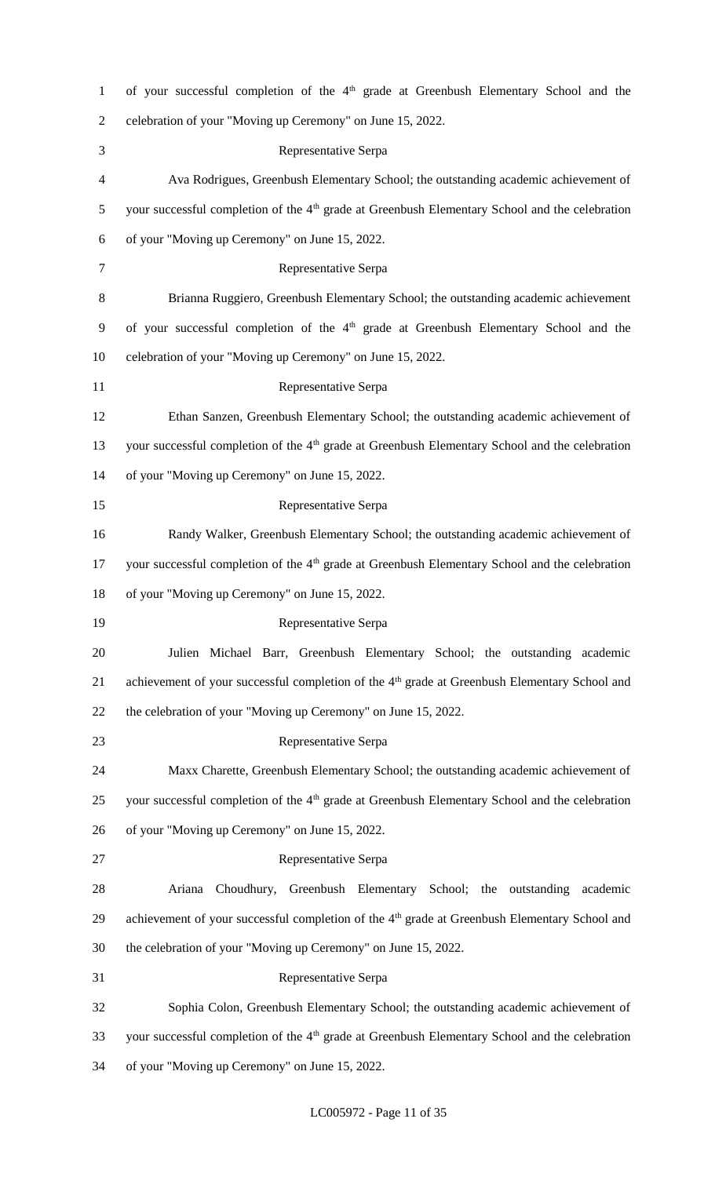of your successful completion of the 4th grade at Greenbush Elementary School and the celebration of your "Moving up Ceremony" on June 15, 2022.

Representative Serpa

Ava Rodrigues, Greenbush Elementary School; the outstanding academic achievement of your successful completion of the 4th grade at Greenbush Elementary School and the celebration of your "Moving up Ceremony" on June 15, 2022.

Representative Serpa

Brianna Ruggiero, Greenbush Elementary School; the outstanding academic achievement of your successful completion of the 4th grade at Greenbush Elementary School and the celebration of your "Moving up Ceremony" on June 15, 2022.

Representative Serpa

Ethan Sanzen, Greenbush Elementary School; the outstanding academic achievement of your successful completion of the 4th grade at Greenbush Elementary School and the celebration of your "Moving up Ceremony" on June 15, 2022.

Representative Serpa

Randy Walker, Greenbush Elementary School; the outstanding academic achievement of your successful completion of the 4th grade at Greenbush Elementary School and the celebration of your "Moving up Ceremony" on June 15, 2022.

Representative Serpa

Julien Michael Barr, Greenbush Elementary School; the outstanding academic achievement of your successful completion of the 4th grade at Greenbush Elementary School and the celebration of your "Moving up Ceremony" on June 15, 2022.

Representative Serpa

Maxx Charette, Greenbush Elementary School; the outstanding academic achievement of your successful completion of the 4th grade at Greenbush Elementary School and the celebration of your "Moving up Ceremony" on June 15, 2022.

Representative Serpa

Ariana Choudhury, Greenbush Elementary School; the outstanding academic achievement of your successful completion of the 4th grade at Greenbush Elementary School and the celebration of your "Moving up Ceremony" on June 15, 2022.

Representative Serpa

Sophia Colon, Greenbush Elementary School; the outstanding academic achievement of your successful completion of the 4th grade at Greenbush Elementary School and the celebration of your "Moving up Ceremony" on June 15, 2022.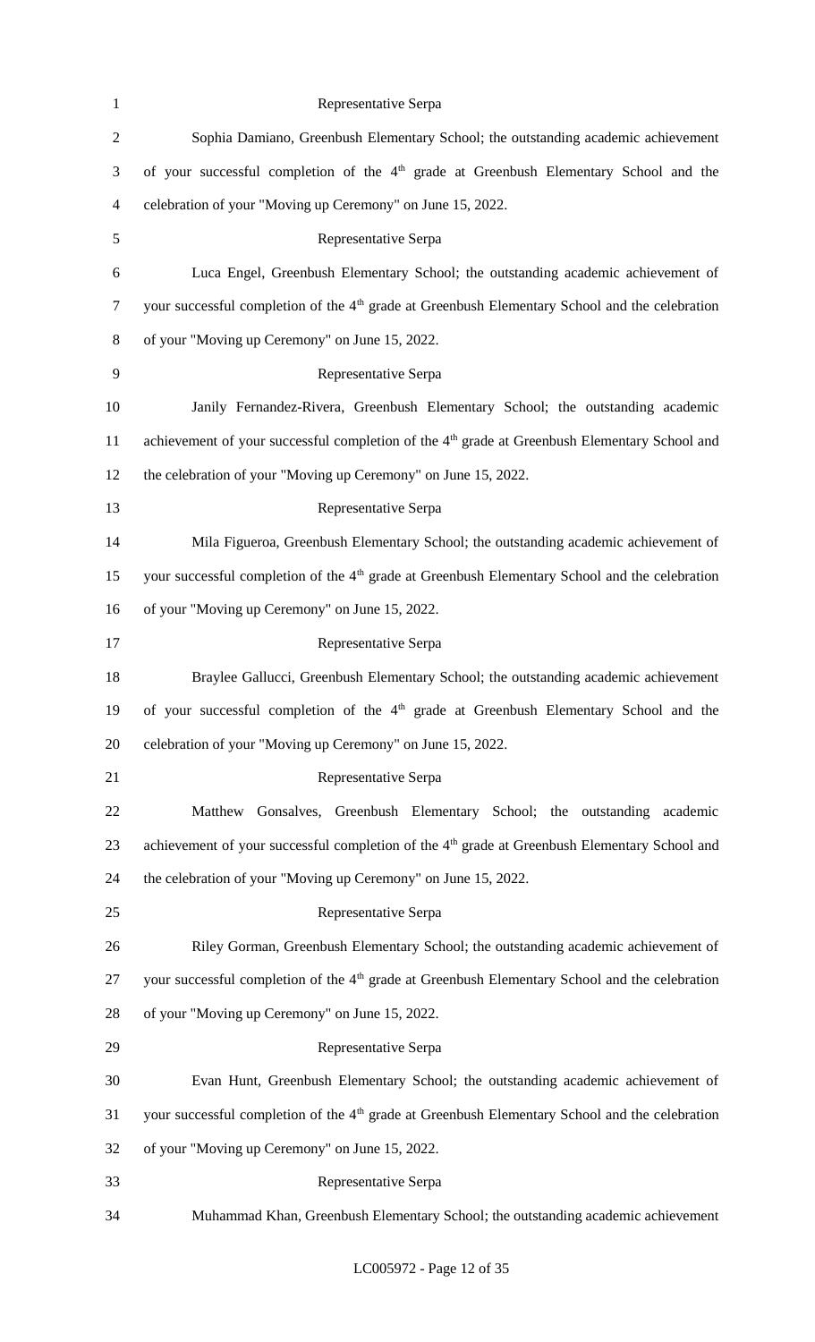Representative Serpa

Sophia Damiano, Greenbush Elementary School; the outstanding academic achievement of your successful completion of the 4th grade at Greenbush Elementary School and the celebration of your "Moving up Ceremony" on June 15, 2022.

Representative Serpa

Luca Engel, Greenbush Elementary School; the outstanding academic achievement of your successful completion of the 4th grade at Greenbush Elementary School and the celebration of your "Moving up Ceremony" on June 15, 2022.

Representative Serpa

Janily Fernandez-Rivera, Greenbush Elementary School; the outstanding academic achievement of your successful completion of the 4th grade at Greenbush Elementary School and the celebration of your "Moving up Ceremony" on June 15, 2022.

Representative Serpa

Mila Figueroa, Greenbush Elementary School; the outstanding academic achievement of your successful completion of the 4th grade at Greenbush Elementary School and the celebration of your "Moving up Ceremony" on June 15, 2022.

Representative Serpa

Braylee Gallucci, Greenbush Elementary School; the outstanding academic achievement of your successful completion of the 4th grade at Greenbush Elementary School and the celebration of your "Moving up Ceremony" on June 15, 2022.

Representative Serpa

Matthew Gonsalves, Greenbush Elementary School; the outstanding academic achievement of your successful completion of the 4th grade at Greenbush Elementary School and the celebration of your "Moving up Ceremony" on June 15, 2022.

Representative Serpa

Riley Gorman, Greenbush Elementary School; the outstanding academic achievement of your successful completion of the 4th grade at Greenbush Elementary School and the celebration of your "Moving up Ceremony" on June 15, 2022.

Representative Serpa

Evan Hunt, Greenbush Elementary School; the outstanding academic achievement of your successful completion of the 4th grade at Greenbush Elementary School and the celebration of your "Moving up Ceremony" on June 15, 2022.

Representative Serpa

Muhammad Khan, Greenbush Elementary School; the outstanding academic achievement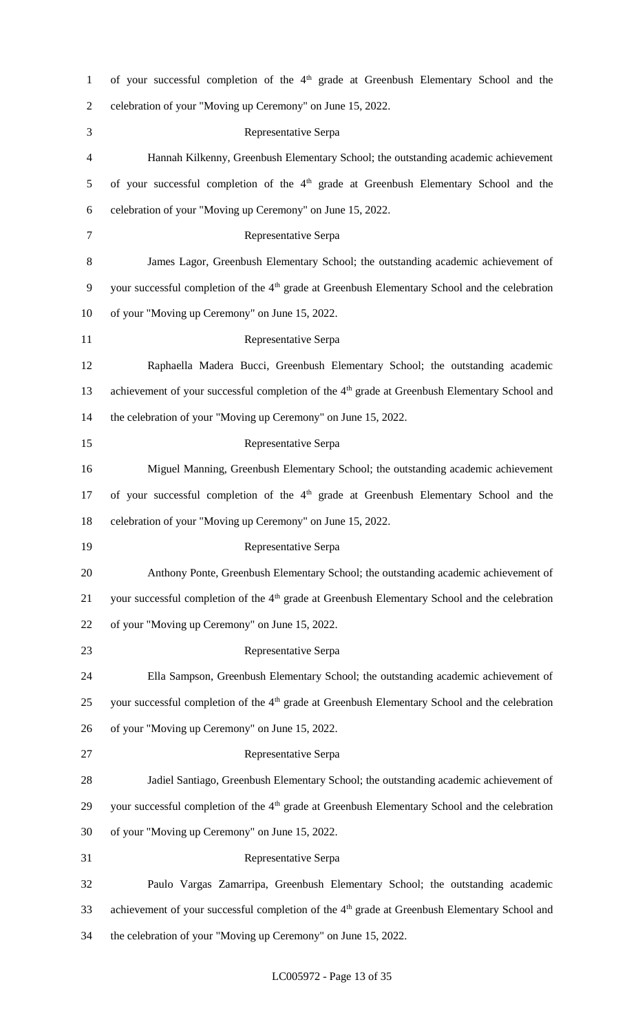of your successful completion of the 4th grade at Greenbush Elementary School and the celebration of your "Moving up Ceremony" on June 15, 2022.

Representative Serpa

Hannah Kilkenny, Greenbush Elementary School; the outstanding academic achievement of your successful completion of the 4th grade at Greenbush Elementary School and the celebration of your "Moving up Ceremony" on June 15, 2022.

Representative Serpa

James Lagor, Greenbush Elementary School; the outstanding academic achievement of your successful completion of the 4th grade at Greenbush Elementary School and the celebration of your "Moving up Ceremony" on June 15, 2022.

Representative Serpa

Raphaella Madera Bucci, Greenbush Elementary School; the outstanding academic achievement of your successful completion of the 4th grade at Greenbush Elementary School and the celebration of your "Moving up Ceremony" on June 15, 2022.

Representative Serpa

Miguel Manning, Greenbush Elementary School; the outstanding academic achievement of your successful completion of the 4th grade at Greenbush Elementary School and the celebration of your "Moving up Ceremony" on June 15, 2022.

Representative Serpa

Anthony Ponte, Greenbush Elementary School; the outstanding academic achievement of your successful completion of the 4th grade at Greenbush Elementary School and the celebration of your "Moving up Ceremony" on June 15, 2022.

Representative Serpa

Ella Sampson, Greenbush Elementary School; the outstanding academic achievement of your successful completion of the 4th grade at Greenbush Elementary School and the celebration of your "Moving up Ceremony" on June 15, 2022.

Representative Serpa

Jadiel Santiago, Greenbush Elementary School; the outstanding academic achievement of your successful completion of the 4th grade at Greenbush Elementary School and the celebration of your "Moving up Ceremony" on June 15, 2022.

Representative Serpa

Paulo Vargas Zamarripa, Greenbush Elementary School; the outstanding academic achievement of your successful completion of the 4th grade at Greenbush Elementary School and the celebration of your "Moving up Ceremony" on June 15, 2022.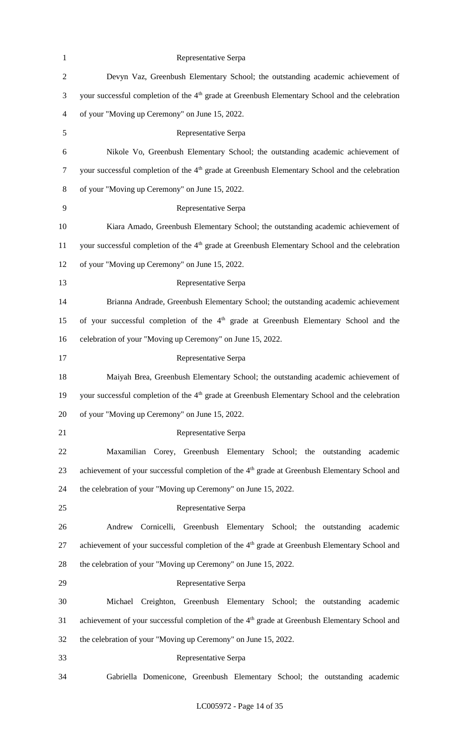Representative Serpa

Devyn Vaz, Greenbush Elementary School; the outstanding academic achievement of your successful completion of the 4th grade at Greenbush Elementary School and the celebration of your "Moving up Ceremony" on June 15, 2022.

Representative Serpa

Nikole Vo, Greenbush Elementary School; the outstanding academic achievement of your successful completion of the 4th grade at Greenbush Elementary School and the celebration of your "Moving up Ceremony" on June 15, 2022.

Representative Serpa

Kiara Amado, Greenbush Elementary School; the outstanding academic achievement of your successful completion of the 4th grade at Greenbush Elementary School and the celebration of your "Moving up Ceremony" on June 15, 2022.

Representative Serpa

Brianna Andrade, Greenbush Elementary School; the outstanding academic achievement of your successful completion of the 4th grade at Greenbush Elementary School and the celebration of your "Moving up Ceremony" on June 15, 2022.

Representative Serpa

Maiyah Brea, Greenbush Elementary School; the outstanding academic achievement of your successful completion of the 4th grade at Greenbush Elementary School and the celebration of your "Moving up Ceremony" on June 15, 2022.

Representative Serpa

Maxamilian Corey, Greenbush Elementary School; the outstanding academic achievement of your successful completion of the 4th grade at Greenbush Elementary School and the celebration of your "Moving up Ceremony" on June 15, 2022.

Representative Serpa

Andrew Cornicelli, Greenbush Elementary School; the outstanding academic achievement of your successful completion of the 4th grade at Greenbush Elementary School and the celebration of your "Moving up Ceremony" on June 15, 2022.

Representative Serpa

Michael Creighton, Greenbush Elementary School; the outstanding academic achievement of your successful completion of the 4th grade at Greenbush Elementary School and the celebration of your "Moving up Ceremony" on June 15, 2022.

Representative Serpa

Gabriella Domenicone, Greenbush Elementary School; the outstanding academic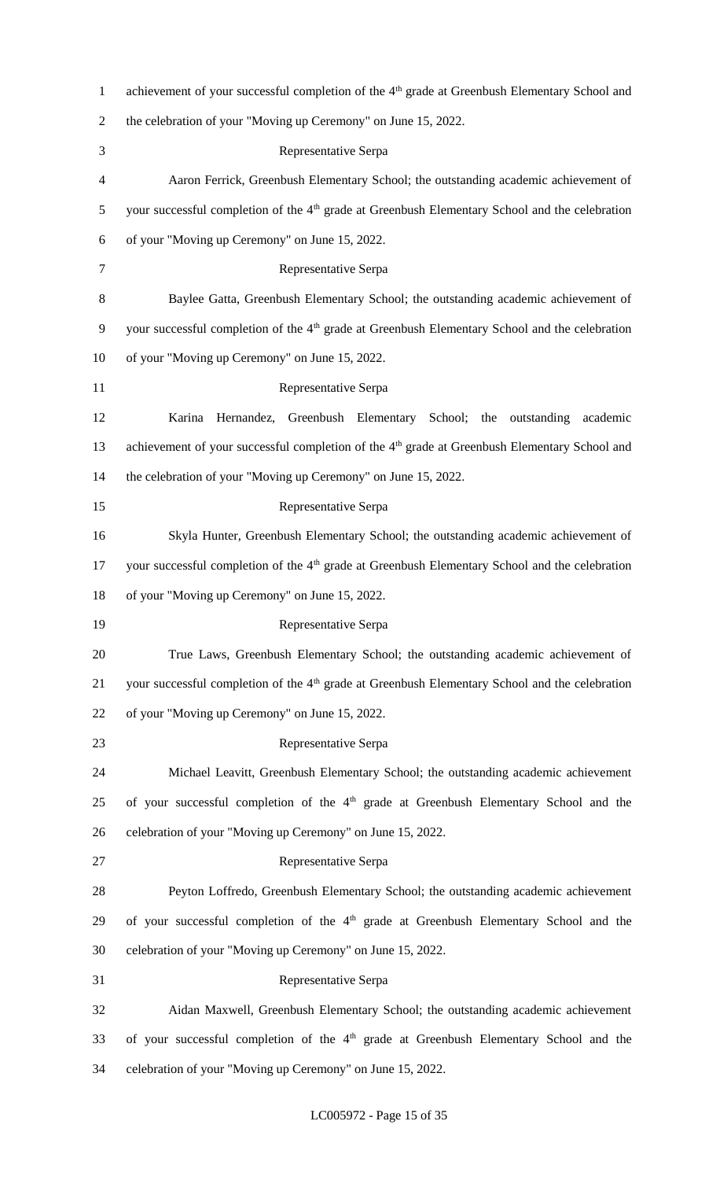achievement of your successful completion of the 4th grade at Greenbush Elementary School and the celebration of your "Moving up Ceremony" on June 15, 2022.

Representative Serpa

Aaron Ferrick, Greenbush Elementary School; the outstanding academic achievement of your successful completion of the 4th grade at Greenbush Elementary School and the celebration of your "Moving up Ceremony" on June 15, 2022.

Representative Serpa

Baylee Gatta, Greenbush Elementary School; the outstanding academic achievement of your successful completion of the 4th grade at Greenbush Elementary School and the celebration of your "Moving up Ceremony" on June 15, 2022.

Representative Serpa

Karina Hernandez, Greenbush Elementary School; the outstanding academic achievement of your successful completion of the 4th grade at Greenbush Elementary School and the celebration of your "Moving up Ceremony" on June 15, 2022.

Representative Serpa

Skyla Hunter, Greenbush Elementary School; the outstanding academic achievement of your successful completion of the 4th grade at Greenbush Elementary School and the celebration of your "Moving up Ceremony" on June 15, 2022.

Representative Serpa

True Laws, Greenbush Elementary School; the outstanding academic achievement of your successful completion of the 4th grade at Greenbush Elementary School and the celebration of your "Moving up Ceremony" on June 15, 2022.

Representative Serpa

Michael Leavitt, Greenbush Elementary School; the outstanding academic achievement of your successful completion of the 4th grade at Greenbush Elementary School and the celebration of your "Moving up Ceremony" on June 15, 2022.

Representative Serpa

Peyton Loffredo, Greenbush Elementary School; the outstanding academic achievement of your successful completion of the 4th grade at Greenbush Elementary School and the celebration of your "Moving up Ceremony" on June 15, 2022.

Representative Serpa

Aidan Maxwell, Greenbush Elementary School; the outstanding academic achievement of your successful completion of the 4th grade at Greenbush Elementary School and the celebration of your "Moving up Ceremony" on June 15, 2022.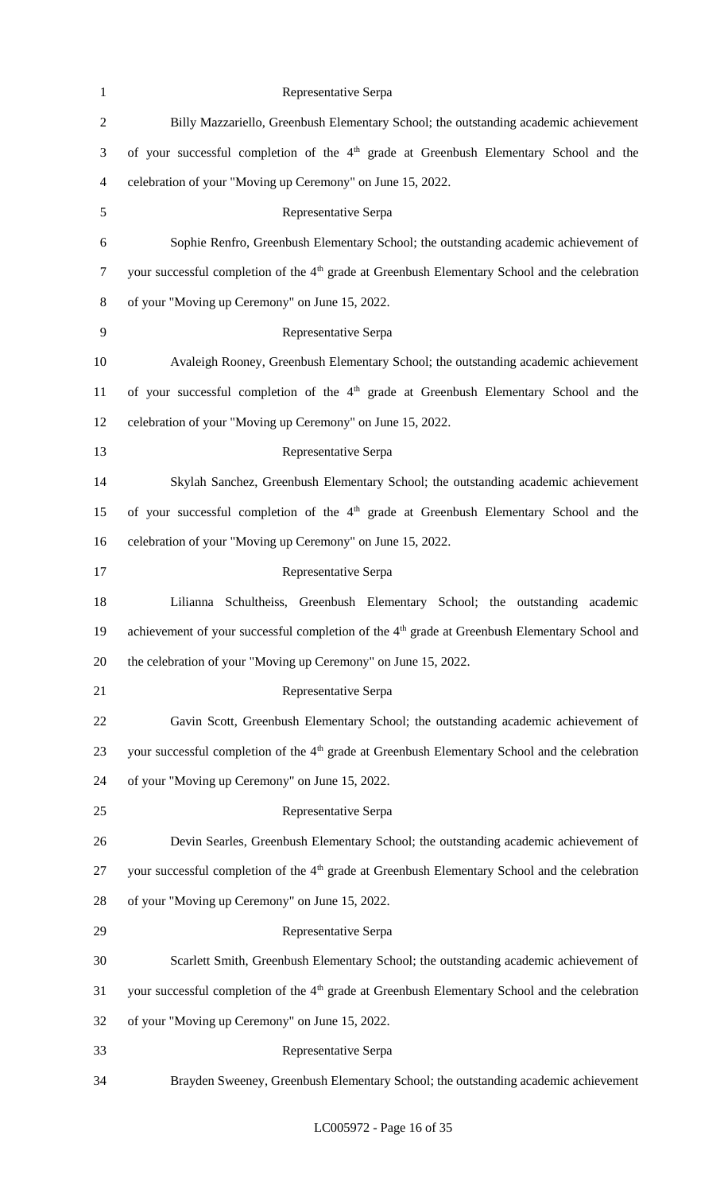Representative Serpa

Billy Mazzariello, Greenbush Elementary School; the outstanding academic achievement of your successful completion of the 4th grade at Greenbush Elementary School and the celebration of your "Moving up Ceremony" on June 15, 2022.

Representative Serpa

Sophie Renfro, Greenbush Elementary School; the outstanding academic achievement of your successful completion of the 4th grade at Greenbush Elementary School and the celebration of your "Moving up Ceremony" on June 15, 2022.

Representative Serpa

Avaleigh Rooney, Greenbush Elementary School; the outstanding academic achievement of your successful completion of the 4th grade at Greenbush Elementary School and the celebration of your "Moving up Ceremony" on June 15, 2022.

Representative Serpa

Skylah Sanchez, Greenbush Elementary School; the outstanding academic achievement of your successful completion of the 4th grade at Greenbush Elementary School and the celebration of your "Moving up Ceremony" on June 15, 2022.

Representative Serpa

Lilianna Schultheiss, Greenbush Elementary School; the outstanding academic achievement of your successful completion of the 4th grade at Greenbush Elementary School and the celebration of your "Moving up Ceremony" on June 15, 2022.

Representative Serpa

Gavin Scott, Greenbush Elementary School; the outstanding academic achievement of your successful completion of the 4th grade at Greenbush Elementary School and the celebration of your "Moving up Ceremony" on June 15, 2022.

Representative Serpa

Devin Searles, Greenbush Elementary School; the outstanding academic achievement of your successful completion of the 4th grade at Greenbush Elementary School and the celebration of your "Moving up Ceremony" on June 15, 2022.

Representative Serpa

Scarlett Smith, Greenbush Elementary School; the outstanding academic achievement of your successful completion of the 4th grade at Greenbush Elementary School and the celebration of your "Moving up Ceremony" on June 15, 2022.

Representative Serpa

Brayden Sweeney, Greenbush Elementary School; the outstanding academic achievement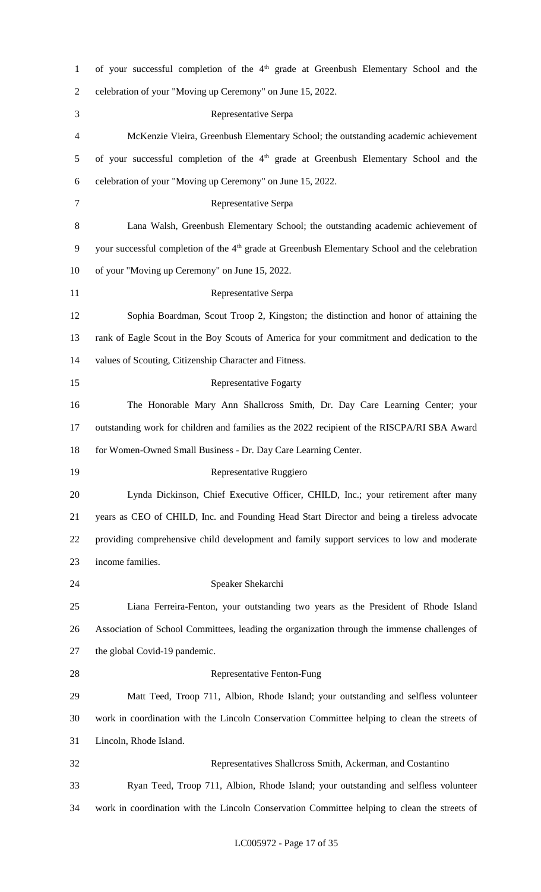of your successful completion of the 4th grade at Greenbush Elementary School and the celebration of your "Moving up Ceremony" on June 15, 2022.

Representative Serpa

McKenzie Vieira, Greenbush Elementary School; the outstanding academic achievement of your successful completion of the 4th grade at Greenbush Elementary School and the celebration of your "Moving up Ceremony" on June 15, 2022.

Representative Serpa

Lana Walsh, Greenbush Elementary School; the outstanding academic achievement of your successful completion of the 4th grade at Greenbush Elementary School and the celebration of your "Moving up Ceremony" on June 15, 2022.

Representative Serpa

Sophia Boardman, Scout Troop 2, Kingston; the distinction and honor of attaining the rank of Eagle Scout in the Boy Scouts of America for your commitment and dedication to the values of Scouting, Citizenship Character and Fitness.

Representative Fogarty

The Honorable Mary Ann Shallcross Smith, Dr. Day Care Learning Center; your outstanding work for children and families as the 2022 recipient of the RISCPA/RI SBA Award for Women-Owned Small Business - Dr. Day Care Learning Center.

Representative Ruggiero

Lynda Dickinson, Chief Executive Officer, CHILD, Inc.; your retirement after many years as CEO of CHILD, Inc. and Founding Head Start Director and being a tireless advocate providing comprehensive child development and family support services to low and moderate income families.

Speaker Shekarchi

Liana Ferreira-Fenton, your outstanding two years as the President of Rhode Island Association of School Committees, leading the organization through the immense challenges of the global Covid-19 pandemic.

Representative Fenton-Fung

Matt Teed, Troop 711, Albion, Rhode Island; your outstanding and selfless volunteer work in coordination with the Lincoln Conservation Committee helping to clean the streets of Lincoln, Rhode Island.

Representatives Shallcross Smith, Ackerman, and Costantino

Ryan Teed, Troop 711, Albion, Rhode Island; your outstanding and selfless volunteer work in coordination with the Lincoln Conservation Committee helping to clean the streets of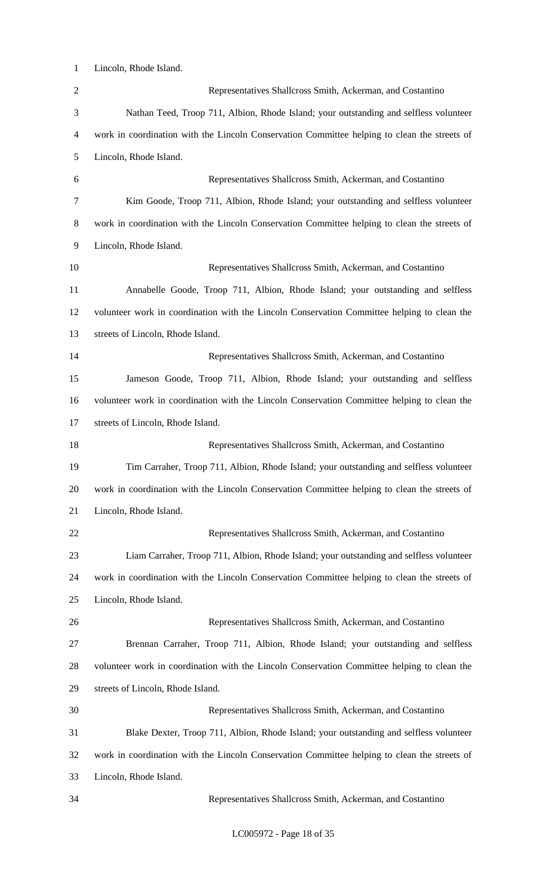Lincoln, Rhode Island.

Representatives Shallcross Smith, Ackerman, and Costantino

Nathan Teed, Troop 711, Albion, Rhode Island; your outstanding and selfless volunteer work in coordination with the Lincoln Conservation Committee helping to clean the streets of Lincoln, Rhode Island.

Representatives Shallcross Smith, Ackerman, and Costantino

Kim Goode, Troop 711, Albion, Rhode Island; your outstanding and selfless volunteer work in coordination with the Lincoln Conservation Committee helping to clean the streets of Lincoln, Rhode Island.

Representatives Shallcross Smith, Ackerman, and Costantino

Annabelle Goode, Troop 711, Albion, Rhode Island; your outstanding and selfless volunteer work in coordination with the Lincoln Conservation Committee helping to clean the streets of Lincoln, Rhode Island.

Representatives Shallcross Smith, Ackerman, and Costantino

Jameson Goode, Troop 711, Albion, Rhode Island; your outstanding and selfless volunteer work in coordination with the Lincoln Conservation Committee helping to clean the streets of Lincoln, Rhode Island.

Representatives Shallcross Smith, Ackerman, and Costantino

Tim Carraher, Troop 711, Albion, Rhode Island; your outstanding and selfless volunteer work in coordination with the Lincoln Conservation Committee helping to clean the streets of Lincoln, Rhode Island.

Representatives Shallcross Smith, Ackerman, and Costantino

Liam Carraher, Troop 711, Albion, Rhode Island; your outstanding and selfless volunteer work in coordination with the Lincoln Conservation Committee helping to clean the streets of Lincoln, Rhode Island.

Representatives Shallcross Smith, Ackerman, and Costantino

Brennan Carraher, Troop 711, Albion, Rhode Island; your outstanding and selfless volunteer work in coordination with the Lincoln Conservation Committee helping to clean the streets of Lincoln, Rhode Island.

Representatives Shallcross Smith, Ackerman, and Costantino

Blake Dexter, Troop 711, Albion, Rhode Island; your outstanding and selfless volunteer work in coordination with the Lincoln Conservation Committee helping to clean the streets of Lincoln, Rhode Island.

Representatives Shallcross Smith, Ackerman, and Costantino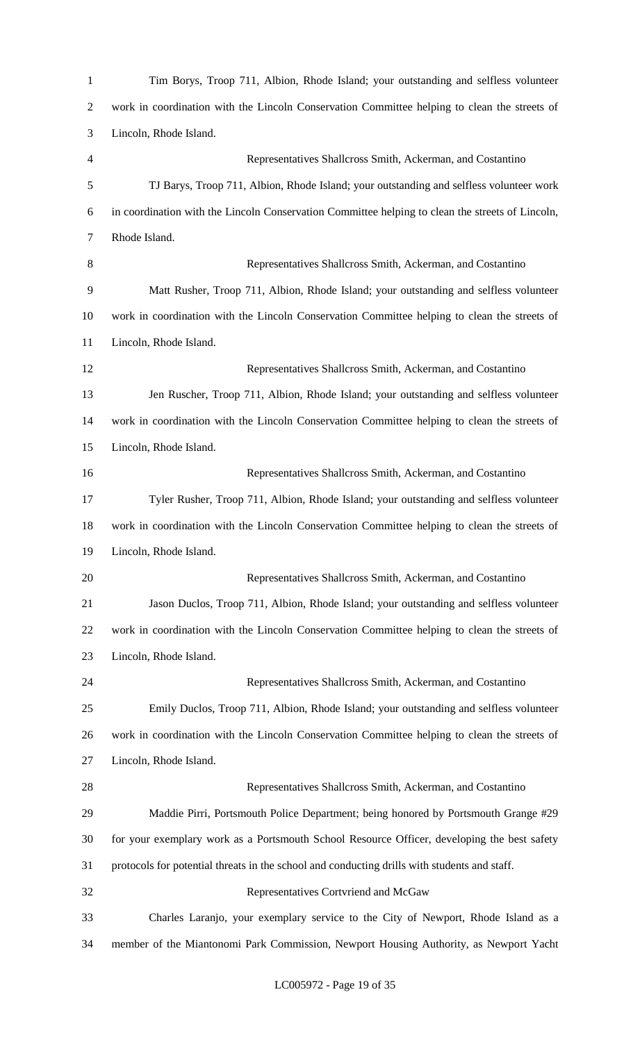Tim Borys, Troop 711, Albion, Rhode Island; your outstanding and selfless volunteer work in coordination with the Lincoln Conservation Committee helping to clean the streets of Lincoln, Rhode Island.

Representatives Shallcross Smith, Ackerman, and Costantino

TJ Barys, Troop 711, Albion, Rhode Island; your outstanding and selfless volunteer work in coordination with the Lincoln Conservation Committee helping to clean the streets of Lincoln, Rhode Island.

Representatives Shallcross Smith, Ackerman, and Costantino

Matt Rusher, Troop 711, Albion, Rhode Island; your outstanding and selfless volunteer work in coordination with the Lincoln Conservation Committee helping to clean the streets of Lincoln, Rhode Island.

Representatives Shallcross Smith, Ackerman, and Costantino

Jen Ruscher, Troop 711, Albion, Rhode Island; your outstanding and selfless volunteer work in coordination with the Lincoln Conservation Committee helping to clean the streets of Lincoln, Rhode Island.

Representatives Shallcross Smith, Ackerman, and Costantino

Tyler Rusher, Troop 711, Albion, Rhode Island; your outstanding and selfless volunteer work in coordination with the Lincoln Conservation Committee helping to clean the streets of Lincoln, Rhode Island.

Representatives Shallcross Smith, Ackerman, and Costantino

Jason Duclos, Troop 711, Albion, Rhode Island; your outstanding and selfless volunteer work in coordination with the Lincoln Conservation Committee helping to clean the streets of Lincoln, Rhode Island.

Representatives Shallcross Smith, Ackerman, and Costantino

Emily Duclos, Troop 711, Albion, Rhode Island; your outstanding and selfless volunteer work in coordination with the Lincoln Conservation Committee helping to clean the streets of Lincoln, Rhode Island.

Representatives Shallcross Smith, Ackerman, and Costantino

Maddie Pirri, Portsmouth Police Department; being honored by Portsmouth Grange #29 for your exemplary work as a Portsmouth School Resource Officer, developing the best safety protocols for potential threats in the school and conducting drills with students and staff.

Representatives Cortvriend and McGaw

Charles Laranjo, your exemplary service to the City of Newport, Rhode Island as a member of the Miantonomi Park Commission, Newport Housing Authority, as Newport Yacht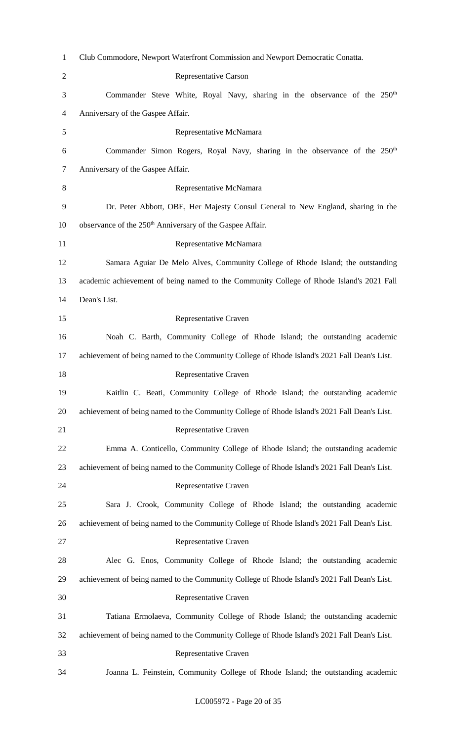Club Commodore, Newport Waterfront Commission and Newport Democratic Conatta.

Representative Carson

Commander Steve White, Royal Navy, sharing in the observance of the 250th Anniversary of the Gaspee Affair.

Representative McNamara

Commander Simon Rogers, Royal Navy, sharing in the observance of the 250th Anniversary of the Gaspee Affair.

Representative McNamara

Dr. Peter Abbott, OBE, Her Majesty Consul General to New England, sharing in the observance of the 250th Anniversary of the Gaspee Affair.

Representative McNamara

Samara Aguiar De Melo Alves, Community College of Rhode Island; the outstanding academic achievement of being named to the Community College of Rhode Island's 2021 Fall Dean's List.

Representative Craven

Noah C. Barth, Community College of Rhode Island; the outstanding academic achievement of being named to the Community College of Rhode Island's 2021 Fall Dean's List.

Representative Craven

Kaitlin C. Beati, Community College of Rhode Island; the outstanding academic achievement of being named to the Community College of Rhode Island's 2021 Fall Dean's List.

Representative Craven

Emma A. Conticello, Community College of Rhode Island; the outstanding academic achievement of being named to the Community College of Rhode Island's 2021 Fall Dean's List.

Representative Craven

Sara J. Crook, Community College of Rhode Island; the outstanding academic achievement of being named to the Community College of Rhode Island's 2021 Fall Dean's List.

Representative Craven

Alec G. Enos, Community College of Rhode Island; the outstanding academic achievement of being named to the Community College of Rhode Island's 2021 Fall Dean's List.

Representative Craven

Tatiana Ermolaeva, Community College of Rhode Island; the outstanding academic achievement of being named to the Community College of Rhode Island's 2021 Fall Dean's List.

Representative Craven

Joanna L. Feinstein, Community College of Rhode Island; the outstanding academic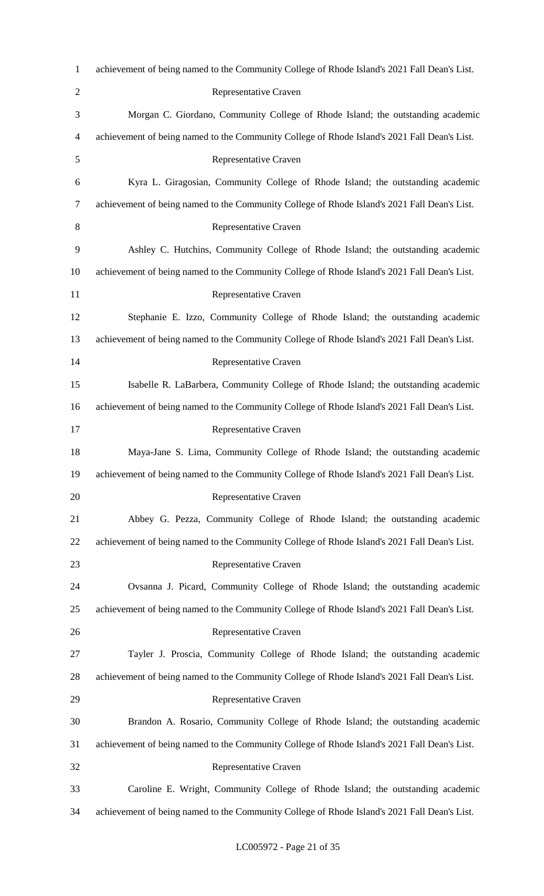achievement of being named to the Community College of Rhode Island's 2021 Fall Dean's List.

Representative Craven

Morgan C. Giordano, Community College of Rhode Island; the outstanding academic achievement of being named to the Community College of Rhode Island's 2021 Fall Dean's List.

Representative Craven

Kyra L. Giragosian, Community College of Rhode Island; the outstanding academic achievement of being named to the Community College of Rhode Island's 2021 Fall Dean's List.

Representative Craven

Ashley C. Hutchins, Community College of Rhode Island; the outstanding academic achievement of being named to the Community College of Rhode Island's 2021 Fall Dean's List.

Representative Craven

Stephanie E. Izzo, Community College of Rhode Island; the outstanding academic achievement of being named to the Community College of Rhode Island's 2021 Fall Dean's List.

Representative Craven

Isabelle R. LaBarbera, Community College of Rhode Island; the outstanding academic achievement of being named to the Community College of Rhode Island's 2021 Fall Dean's List.

Representative Craven

Maya-Jane S. Lima, Community College of Rhode Island; the outstanding academic achievement of being named to the Community College of Rhode Island's 2021 Fall Dean's List.

Representative Craven

Abbey G. Pezza, Community College of Rhode Island; the outstanding academic achievement of being named to the Community College of Rhode Island's 2021 Fall Dean's List.

Representative Craven

Ovsanna J. Picard, Community College of Rhode Island; the outstanding academic achievement of being named to the Community College of Rhode Island's 2021 Fall Dean's List.

Representative Craven

Tayler J. Proscia, Community College of Rhode Island; the outstanding academic achievement of being named to the Community College of Rhode Island's 2021 Fall Dean's List.

Representative Craven

Brandon A. Rosario, Community College of Rhode Island; the outstanding academic achievement of being named to the Community College of Rhode Island's 2021 Fall Dean's List.

Representative Craven

Caroline E. Wright, Community College of Rhode Island; the outstanding academic achievement of being named to the Community College of Rhode Island's 2021 Fall Dean's List.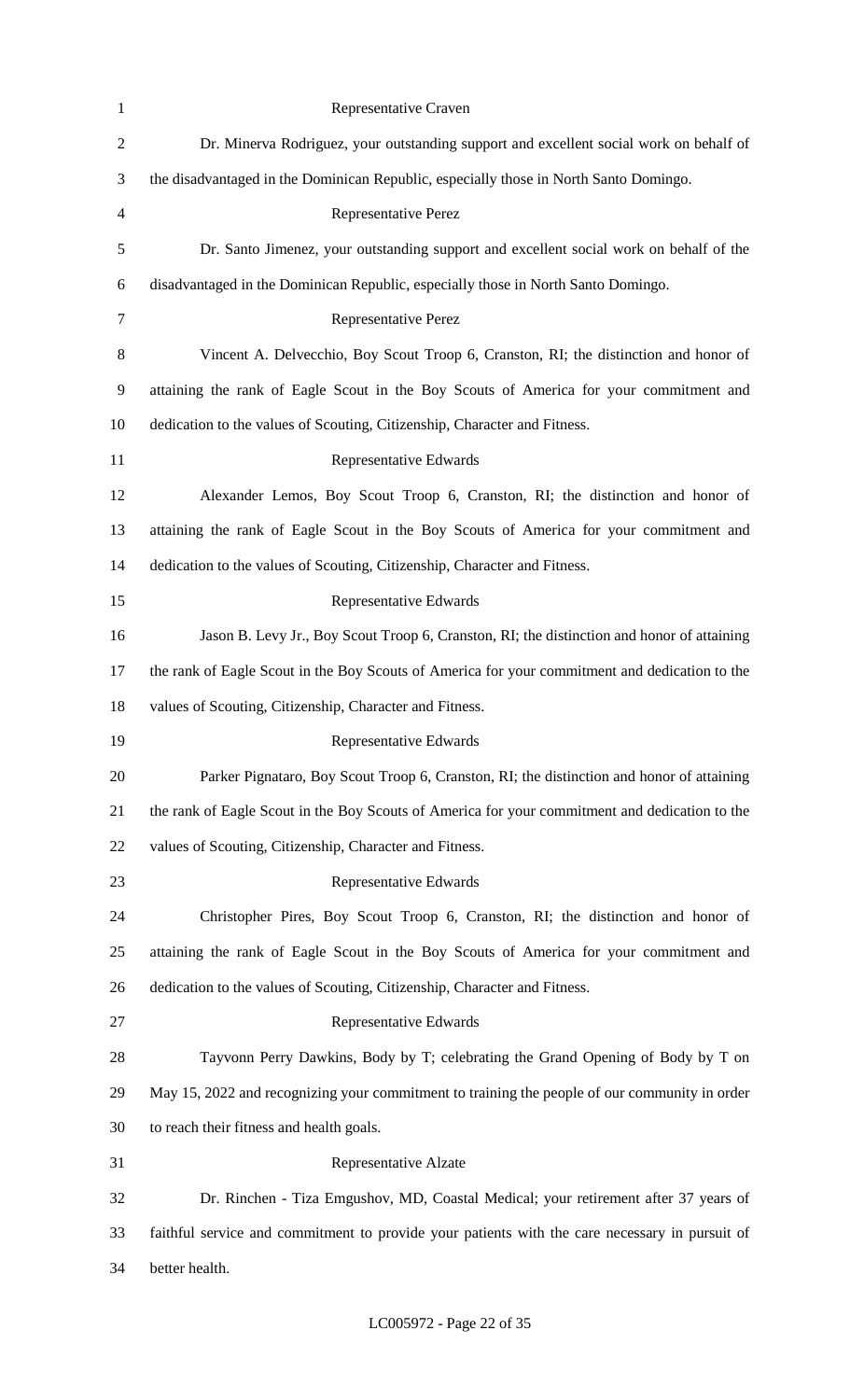Representative Craven

Dr. Minerva Rodriguez, your outstanding support and excellent social work on behalf of the disadvantaged in the Dominican Republic, especially those in North Santo Domingo.

Representative Perez

Dr. Santo Jimenez, your outstanding support and excellent social work on behalf of the disadvantaged in the Dominican Republic, especially those in North Santo Domingo.

Representative Perez

Vincent A. Delvecchio, Boy Scout Troop 6, Cranston, RI; the distinction and honor of attaining the rank of Eagle Scout in the Boy Scouts of America for your commitment and dedication to the values of Scouting, Citizenship, Character and Fitness.

Representative Edwards

Alexander Lemos, Boy Scout Troop 6, Cranston, RI; the distinction and honor of attaining the rank of Eagle Scout in the Boy Scouts of America for your commitment and dedication to the values of Scouting, Citizenship, Character and Fitness.

Representative Edwards

Jason B. Levy Jr., Boy Scout Troop 6, Cranston, RI; the distinction and honor of attaining the rank of Eagle Scout in the Boy Scouts of America for your commitment and dedication to the values of Scouting, Citizenship, Character and Fitness.

Representative Edwards

Parker Pignataro, Boy Scout Troop 6, Cranston, RI; the distinction and honor of attaining the rank of Eagle Scout in the Boy Scouts of America for your commitment and dedication to the values of Scouting, Citizenship, Character and Fitness.

Representative Edwards

Christopher Pires, Boy Scout Troop 6, Cranston, RI; the distinction and honor of attaining the rank of Eagle Scout in the Boy Scouts of America for your commitment and dedication to the values of Scouting, Citizenship, Character and Fitness.

Representative Edwards

Tayvonn Perry Dawkins, Body by T; celebrating the Grand Opening of Body by T on May 15, 2022 and recognizing your commitment to training the people of our community in order to reach their fitness and health goals.

Representative Alzate

Dr. Rinchen - Tiza Emgushov, MD, Coastal Medical; your retirement after 37 years of faithful service and commitment to provide your patients with the care necessary in pursuit of better health.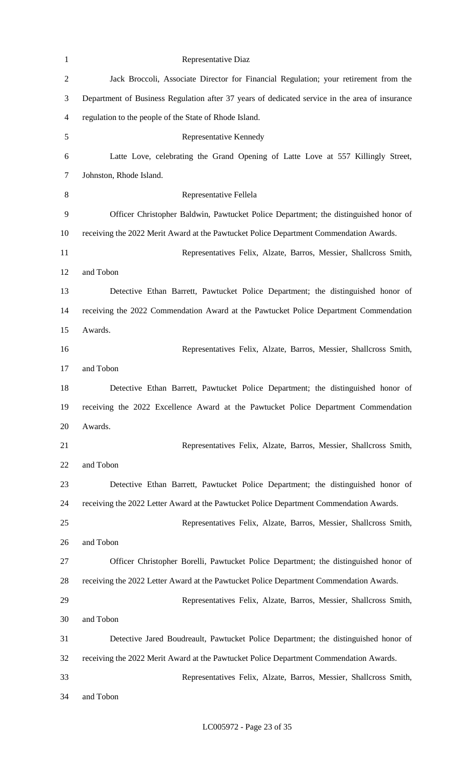Representative Diaz

Jack Broccoli, Associate Director for Financial Regulation; your retirement from the Department of Business Regulation after 37 years of dedicated service in the area of insurance regulation to the people of the State of Rhode Island.

Representative Kennedy

Latte Love, celebrating the Grand Opening of Latte Love at 557 Killingly Street, Johnston, Rhode Island.

Representative Fellela

Officer Christopher Baldwin, Pawtucket Police Department; the distinguished honor of receiving the 2022 Merit Award at the Pawtucket Police Department Commendation Awards.

Representatives Felix, Alzate, Barros, Messier, Shallcross Smith, and Tobon

Detective Ethan Barrett, Pawtucket Police Department; the distinguished honor of receiving the 2022 Commendation Award at the Pawtucket Police Department Commendation Awards.

Representatives Felix, Alzate, Barros, Messier, Shallcross Smith, and Tobon

Detective Ethan Barrett, Pawtucket Police Department; the distinguished honor of receiving the 2022 Excellence Award at the Pawtucket Police Department Commendation Awards.

Representatives Felix, Alzate, Barros, Messier, Shallcross Smith, and Tobon

Detective Ethan Barrett, Pawtucket Police Department; the distinguished honor of receiving the 2022 Letter Award at the Pawtucket Police Department Commendation Awards.

Representatives Felix, Alzate, Barros, Messier, Shallcross Smith, and Tobon

Officer Christopher Borelli, Pawtucket Police Department; the distinguished honor of receiving the 2022 Letter Award at the Pawtucket Police Department Commendation Awards.

Representatives Felix, Alzate, Barros, Messier, Shallcross Smith, and Tobon

Detective Jared Boudreault, Pawtucket Police Department; the distinguished honor of receiving the 2022 Merit Award at the Pawtucket Police Department Commendation Awards.

Representatives Felix, Alzate, Barros, Messier, Shallcross Smith, and Tobon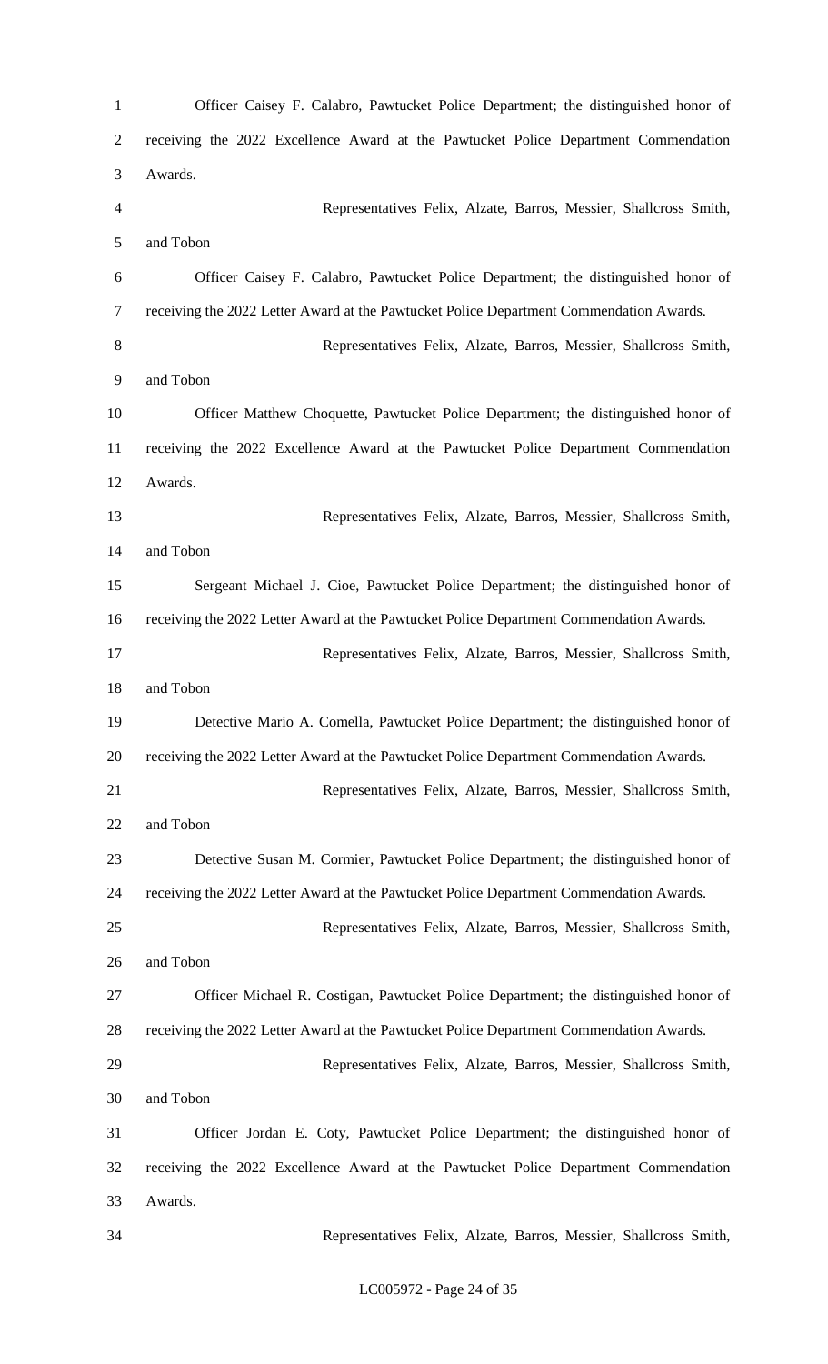Officer Caisey F. Calabro, Pawtucket Police Department; the distinguished honor of receiving the 2022 Excellence Award at the Pawtucket Police Department Commendation Awards.

Representatives Felix, Alzate, Barros, Messier, Shallcross Smith, and Tobon

Officer Caisey F. Calabro, Pawtucket Police Department; the distinguished honor of receiving the 2022 Letter Award at the Pawtucket Police Department Commendation Awards.

Representatives Felix, Alzate, Barros, Messier, Shallcross Smith, and Tobon

Officer Matthew Choquette, Pawtucket Police Department; the distinguished honor of receiving the 2022 Excellence Award at the Pawtucket Police Department Commendation Awards.

Representatives Felix, Alzate, Barros, Messier, Shallcross Smith, and Tobon

Sergeant Michael J. Cioe, Pawtucket Police Department; the distinguished honor of receiving the 2022 Letter Award at the Pawtucket Police Department Commendation Awards.

Representatives Felix, Alzate, Barros, Messier, Shallcross Smith, and Tobon

Detective Mario A. Comella, Pawtucket Police Department; the distinguished honor of receiving the 2022 Letter Award at the Pawtucket Police Department Commendation Awards.

Representatives Felix, Alzate, Barros, Messier, Shallcross Smith, and Tobon

Detective Susan M. Cormier, Pawtucket Police Department; the distinguished honor of receiving the 2022 Letter Award at the Pawtucket Police Department Commendation Awards.

Representatives Felix, Alzate, Barros, Messier, Shallcross Smith, and Tobon

Officer Michael R. Costigan, Pawtucket Police Department; the distinguished honor of receiving the 2022 Letter Award at the Pawtucket Police Department Commendation Awards.

Representatives Felix, Alzate, Barros, Messier, Shallcross Smith, and Tobon

Officer Jordan E. Coty, Pawtucket Police Department; the distinguished honor of receiving the 2022 Excellence Award at the Pawtucket Police Department Commendation Awards.

Representatives Felix, Alzate, Barros, Messier, Shallcross Smith,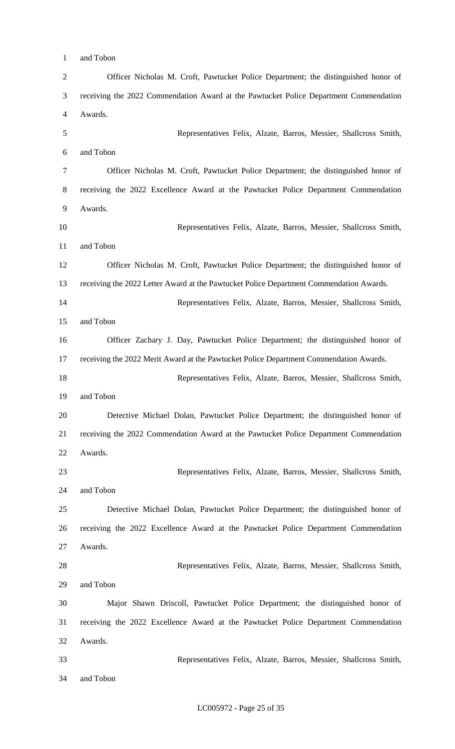and Tobon

Officer Nicholas M. Croft, Pawtucket Police Department; the distinguished honor of receiving the 2022 Commendation Award at the Pawtucket Police Department Commendation Awards.

Representatives Felix, Alzate, Barros, Messier, Shallcross Smith, and Tobon

Officer Nicholas M. Croft, Pawtucket Police Department; the distinguished honor of receiving the 2022 Excellence Award at the Pawtucket Police Department Commendation Awards.

Representatives Felix, Alzate, Barros, Messier, Shallcross Smith, and Tobon

Officer Nicholas M. Croft, Pawtucket Police Department; the distinguished honor of receiving the 2022 Letter Award at the Pawtucket Police Department Commendation Awards.

Representatives Felix, Alzate, Barros, Messier, Shallcross Smith, and Tobon

Officer Zachary J. Day, Pawtucket Police Department; the distinguished honor of receiving the 2022 Merit Award at the Pawtucket Police Department Commendation Awards.

Representatives Felix, Alzate, Barros, Messier, Shallcross Smith, and Tobon

Detective Michael Dolan, Pawtucket Police Department; the distinguished honor of receiving the 2022 Commendation Award at the Pawtucket Police Department Commendation Awards.

Representatives Felix, Alzate, Barros, Messier, Shallcross Smith, and Tobon

Detective Michael Dolan, Pawtucket Police Department; the distinguished honor of receiving the 2022 Excellence Award at the Pawtucket Police Department Commendation Awards.

Representatives Felix, Alzate, Barros, Messier, Shallcross Smith, and Tobon

Major Shawn Driscoll, Pawtucket Police Department; the distinguished honor of receiving the 2022 Excellence Award at the Pawtucket Police Department Commendation Awards.

Representatives Felix, Alzate, Barros, Messier, Shallcross Smith, and Tobon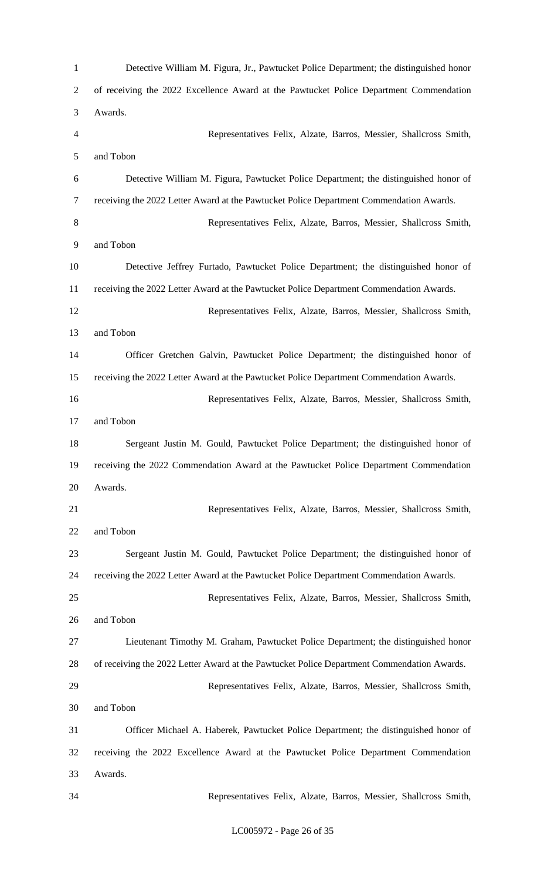Detective William M. Figura, Jr., Pawtucket Police Department; the distinguished honor of receiving the 2022 Excellence Award at the Pawtucket Police Department Commendation Awards.

Representatives Felix, Alzate, Barros, Messier, Shallcross Smith, and Tobon

Detective William M. Figura, Pawtucket Police Department; the distinguished honor of receiving the 2022 Letter Award at the Pawtucket Police Department Commendation Awards.

Representatives Felix, Alzate, Barros, Messier, Shallcross Smith, and Tobon

Detective Jeffrey Furtado, Pawtucket Police Department; the distinguished honor of receiving the 2022 Letter Award at the Pawtucket Police Department Commendation Awards.

Representatives Felix, Alzate, Barros, Messier, Shallcross Smith, and Tobon

Officer Gretchen Galvin, Pawtucket Police Department; the distinguished honor of receiving the 2022 Letter Award at the Pawtucket Police Department Commendation Awards.

Representatives Felix, Alzate, Barros, Messier, Shallcross Smith, and Tobon

Sergeant Justin M. Gould, Pawtucket Police Department; the distinguished honor of receiving the 2022 Commendation Award at the Pawtucket Police Department Commendation Awards.

Representatives Felix, Alzate, Barros, Messier, Shallcross Smith, and Tobon

Sergeant Justin M. Gould, Pawtucket Police Department; the distinguished honor of receiving the 2022 Letter Award at the Pawtucket Police Department Commendation Awards.

Representatives Felix, Alzate, Barros, Messier, Shallcross Smith, and Tobon

Lieutenant Timothy M. Graham, Pawtucket Police Department; the distinguished honor of receiving the 2022 Letter Award at the Pawtucket Police Department Commendation Awards.

Representatives Felix, Alzate, Barros, Messier, Shallcross Smith, and Tobon

Officer Michael A. Haberek, Pawtucket Police Department; the distinguished honor of receiving the 2022 Excellence Award at the Pawtucket Police Department Commendation Awards.

Representatives Felix, Alzate, Barros, Messier, Shallcross Smith,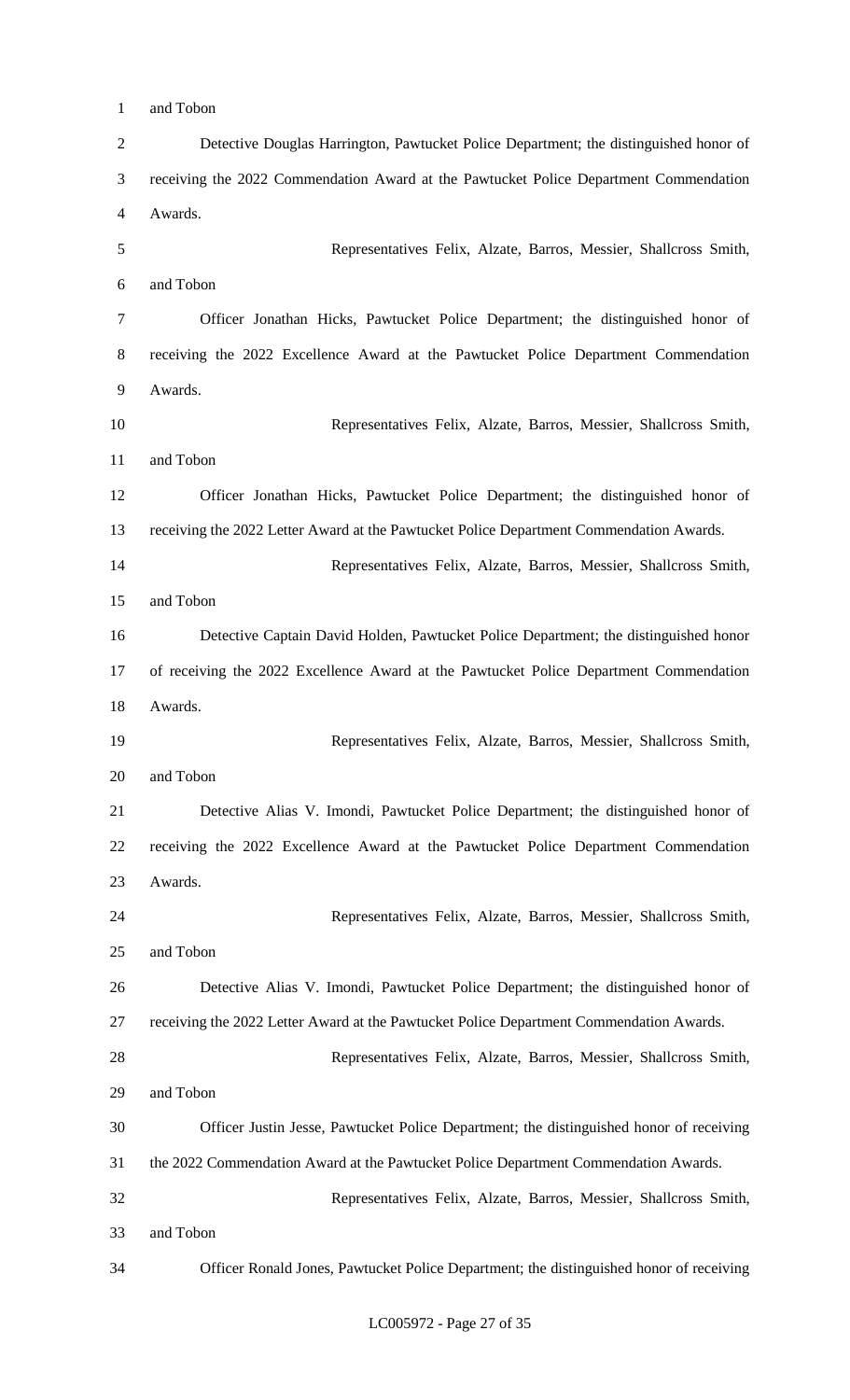and Tobon

Detective Douglas Harrington, Pawtucket Police Department; the distinguished honor of receiving the 2022 Commendation Award at the Pawtucket Police Department Commendation Awards.

Representatives Felix, Alzate, Barros, Messier, Shallcross Smith, and Tobon

Officer Jonathan Hicks, Pawtucket Police Department; the distinguished honor of receiving the 2022 Excellence Award at the Pawtucket Police Department Commendation Awards.

Representatives Felix, Alzate, Barros, Messier, Shallcross Smith, and Tobon

Officer Jonathan Hicks, Pawtucket Police Department; the distinguished honor of receiving the 2022 Letter Award at the Pawtucket Police Department Commendation Awards.

Representatives Felix, Alzate, Barros, Messier, Shallcross Smith, and Tobon

Detective Captain David Holden, Pawtucket Police Department; the distinguished honor of receiving the 2022 Excellence Award at the Pawtucket Police Department Commendation Awards.

Representatives Felix, Alzate, Barros, Messier, Shallcross Smith, and Tobon

Detective Alias V. Imondi, Pawtucket Police Department; the distinguished honor of receiving the 2022 Excellence Award at the Pawtucket Police Department Commendation Awards.

Representatives Felix, Alzate, Barros, Messier, Shallcross Smith, and Tobon

Detective Alias V. Imondi, Pawtucket Police Department; the distinguished honor of receiving the 2022 Letter Award at the Pawtucket Police Department Commendation Awards.

Representatives Felix, Alzate, Barros, Messier, Shallcross Smith, and Tobon

Officer Justin Jesse, Pawtucket Police Department; the distinguished honor of receiving the 2022 Commendation Award at the Pawtucket Police Department Commendation Awards.

Representatives Felix, Alzate, Barros, Messier, Shallcross Smith, and Tobon

Officer Ronald Jones, Pawtucket Police Department; the distinguished honor of receiving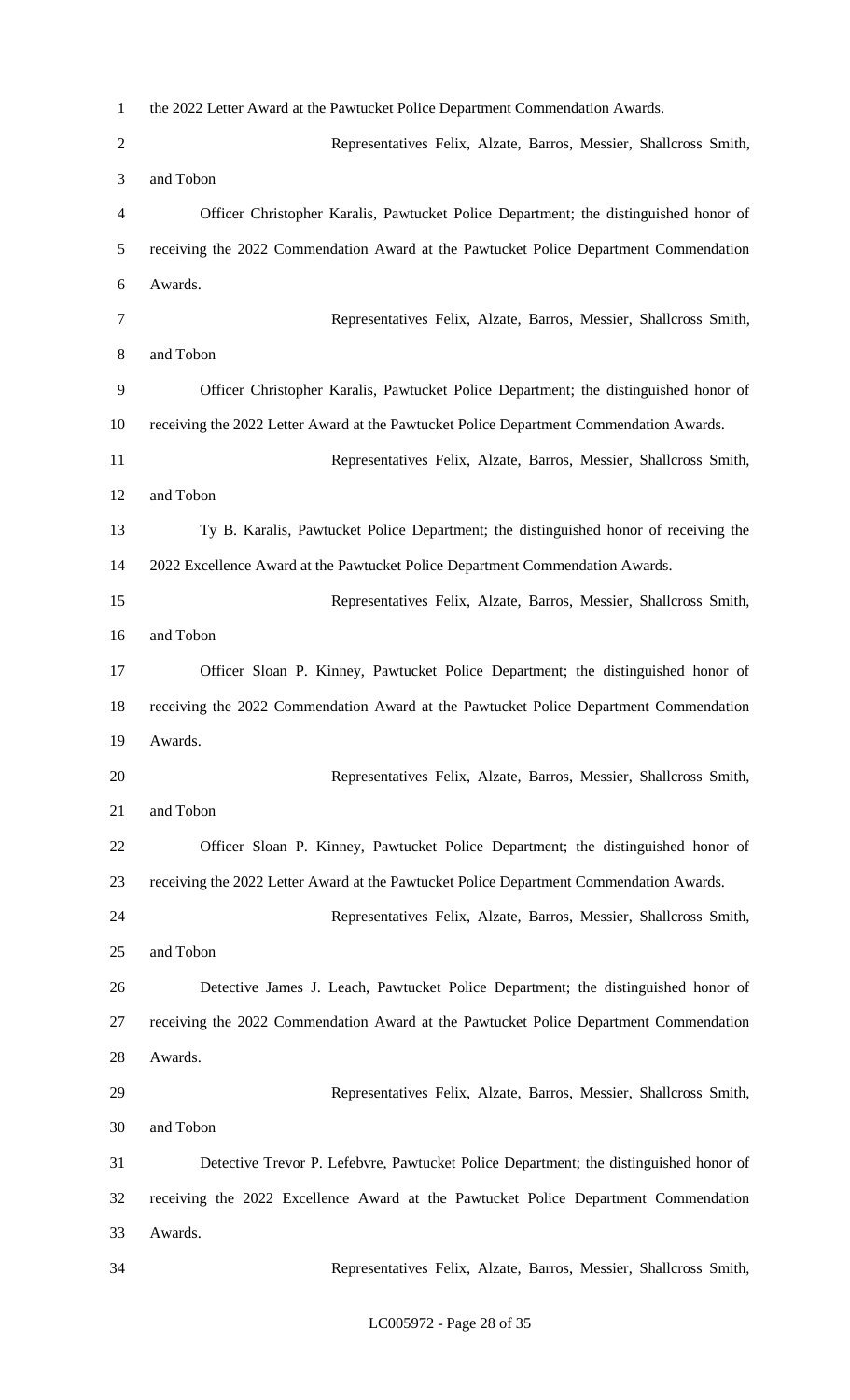the 2022 Letter Award at the Pawtucket Police Department Commendation Awards.

Representatives Felix, Alzate, Barros, Messier, Shallcross Smith, and Tobon

Officer Christopher Karalis, Pawtucket Police Department; the distinguished honor of receiving the 2022 Commendation Award at the Pawtucket Police Department Commendation Awards.

Representatives Felix, Alzate, Barros, Messier, Shallcross Smith, and Tobon

Officer Christopher Karalis, Pawtucket Police Department; the distinguished honor of receiving the 2022 Letter Award at the Pawtucket Police Department Commendation Awards.

Representatives Felix, Alzate, Barros, Messier, Shallcross Smith, and Tobon

Ty B. Karalis, Pawtucket Police Department; the distinguished honor of receiving the 2022 Excellence Award at the Pawtucket Police Department Commendation Awards.

Representatives Felix, Alzate, Barros, Messier, Shallcross Smith, and Tobon

Officer Sloan P. Kinney, Pawtucket Police Department; the distinguished honor of receiving the 2022 Commendation Award at the Pawtucket Police Department Commendation Awards.

Representatives Felix, Alzate, Barros, Messier, Shallcross Smith, and Tobon

Officer Sloan P. Kinney, Pawtucket Police Department; the distinguished honor of receiving the 2022 Letter Award at the Pawtucket Police Department Commendation Awards.

Representatives Felix, Alzate, Barros, Messier, Shallcross Smith, and Tobon

Detective James J. Leach, Pawtucket Police Department; the distinguished honor of receiving the 2022 Commendation Award at the Pawtucket Police Department Commendation Awards.

Representatives Felix, Alzate, Barros, Messier, Shallcross Smith, and Tobon

Detective Trevor P. Lefebvre, Pawtucket Police Department; the distinguished honor of receiving the 2022 Excellence Award at the Pawtucket Police Department Commendation Awards.

Representatives Felix, Alzate, Barros, Messier, Shallcross Smith,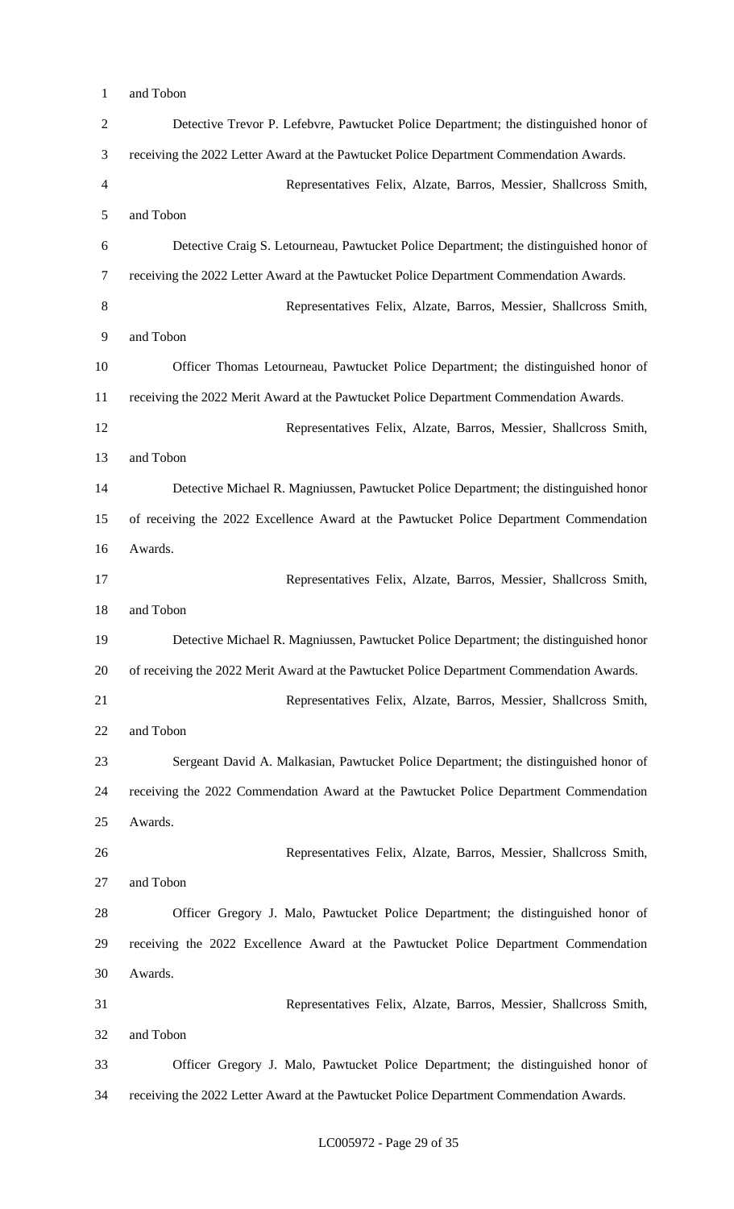and Tobon

Detective Trevor P. Lefebvre, Pawtucket Police Department; the distinguished honor of receiving the 2022 Letter Award at the Pawtucket Police Department Commendation Awards.

Representatives Felix, Alzate, Barros, Messier, Shallcross Smith, and Tobon

Detective Craig S. Letourneau, Pawtucket Police Department; the distinguished honor of receiving the 2022 Letter Award at the Pawtucket Police Department Commendation Awards.

Representatives Felix, Alzate, Barros, Messier, Shallcross Smith, and Tobon

Officer Thomas Letourneau, Pawtucket Police Department; the distinguished honor of receiving the 2022 Merit Award at the Pawtucket Police Department Commendation Awards.

Representatives Felix, Alzate, Barros, Messier, Shallcross Smith, and Tobon

Detective Michael R. Magniussen, Pawtucket Police Department; the distinguished honor of receiving the 2022 Excellence Award at the Pawtucket Police Department Commendation Awards.

Representatives Felix, Alzate, Barros, Messier, Shallcross Smith, and Tobon

Detective Michael R. Magniussen, Pawtucket Police Department; the distinguished honor of receiving the 2022 Merit Award at the Pawtucket Police Department Commendation Awards.

Representatives Felix, Alzate, Barros, Messier, Shallcross Smith, and Tobon

Sergeant David A. Malkasian, Pawtucket Police Department; the distinguished honor of receiving the 2022 Commendation Award at the Pawtucket Police Department Commendation Awards.

Representatives Felix, Alzate, Barros, Messier, Shallcross Smith, and Tobon

Officer Gregory J. Malo, Pawtucket Police Department; the distinguished honor of receiving the 2022 Excellence Award at the Pawtucket Police Department Commendation Awards.

Representatives Felix, Alzate, Barros, Messier, Shallcross Smith, and Tobon

Officer Gregory J. Malo, Pawtucket Police Department; the distinguished honor of receiving the 2022 Letter Award at the Pawtucket Police Department Commendation Awards.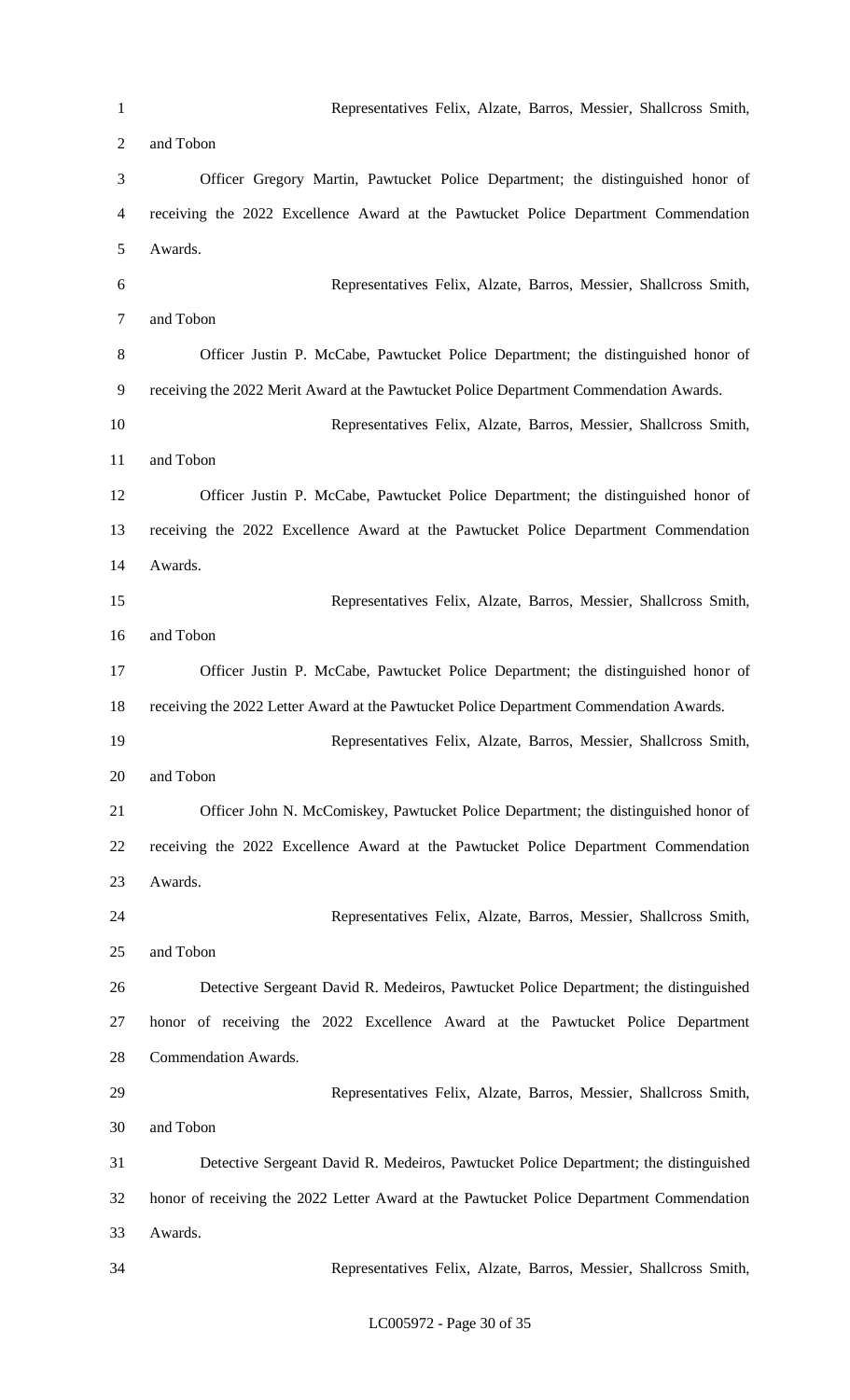Representatives Felix, Alzate, Barros, Messier, Shallcross Smith, and Tobon

Officer Gregory Martin, Pawtucket Police Department; the distinguished honor of receiving the 2022 Excellence Award at the Pawtucket Police Department Commendation Awards.

Representatives Felix, Alzate, Barros, Messier, Shallcross Smith, and Tobon

Officer Justin P. McCabe, Pawtucket Police Department; the distinguished honor of receiving the 2022 Merit Award at the Pawtucket Police Department Commendation Awards.

Representatives Felix, Alzate, Barros, Messier, Shallcross Smith, and Tobon

Officer Justin P. McCabe, Pawtucket Police Department; the distinguished honor of receiving the 2022 Excellence Award at the Pawtucket Police Department Commendation Awards.

Representatives Felix, Alzate, Barros, Messier, Shallcross Smith, and Tobon

Officer Justin P. McCabe, Pawtucket Police Department; the distinguished honor of receiving the 2022 Letter Award at the Pawtucket Police Department Commendation Awards.

Representatives Felix, Alzate, Barros, Messier, Shallcross Smith, and Tobon

Officer John N. McComiskey, Pawtucket Police Department; the distinguished honor of receiving the 2022 Excellence Award at the Pawtucket Police Department Commendation Awards.

Representatives Felix, Alzate, Barros, Messier, Shallcross Smith, and Tobon

Detective Sergeant David R. Medeiros, Pawtucket Police Department; the distinguished honor of receiving the 2022 Excellence Award at the Pawtucket Police Department Commendation Awards.

Representatives Felix, Alzate, Barros, Messier, Shallcross Smith, and Tobon

Detective Sergeant David R. Medeiros, Pawtucket Police Department; the distinguished honor of receiving the 2022 Letter Award at the Pawtucket Police Department Commendation Awards.

Representatives Felix, Alzate, Barros, Messier, Shallcross Smith,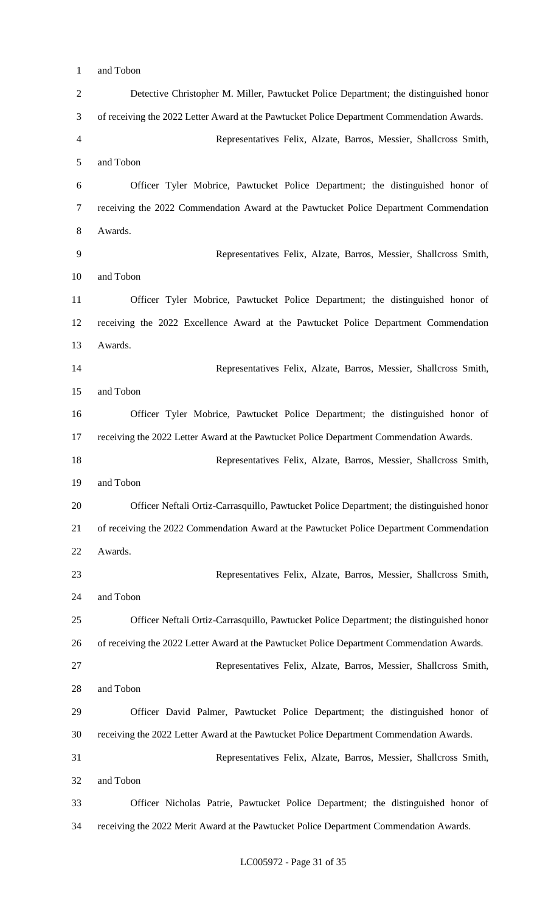and Tobon

Detective Christopher M. Miller, Pawtucket Police Department; the distinguished honor of receiving the 2022 Letter Award at the Pawtucket Police Department Commendation Awards.

Representatives Felix, Alzate, Barros, Messier, Shallcross Smith, and Tobon

Officer Tyler Mobrice, Pawtucket Police Department; the distinguished honor of receiving the 2022 Commendation Award at the Pawtucket Police Department Commendation Awards.

Representatives Felix, Alzate, Barros, Messier, Shallcross Smith, and Tobon

Officer Tyler Mobrice, Pawtucket Police Department; the distinguished honor of receiving the 2022 Excellence Award at the Pawtucket Police Department Commendation Awards.

Representatives Felix, Alzate, Barros, Messier, Shallcross Smith, and Tobon

Officer Tyler Mobrice, Pawtucket Police Department; the distinguished honor of receiving the 2022 Letter Award at the Pawtucket Police Department Commendation Awards.

Representatives Felix, Alzate, Barros, Messier, Shallcross Smith, and Tobon

Officer Neftali Ortiz-Carrasquillo, Pawtucket Police Department; the distinguished honor of receiving the 2022 Commendation Award at the Pawtucket Police Department Commendation Awards.

Representatives Felix, Alzate, Barros, Messier, Shallcross Smith, and Tobon

Officer Neftali Ortiz-Carrasquillo, Pawtucket Police Department; the distinguished honor of receiving the 2022 Letter Award at the Pawtucket Police Department Commendation Awards.

Representatives Felix, Alzate, Barros, Messier, Shallcross Smith, and Tobon

Officer David Palmer, Pawtucket Police Department; the distinguished honor of receiving the 2022 Letter Award at the Pawtucket Police Department Commendation Awards.

Representatives Felix, Alzate, Barros, Messier, Shallcross Smith, and Tobon

Officer Nicholas Patrie, Pawtucket Police Department; the distinguished honor of receiving the 2022 Merit Award at the Pawtucket Police Department Commendation Awards.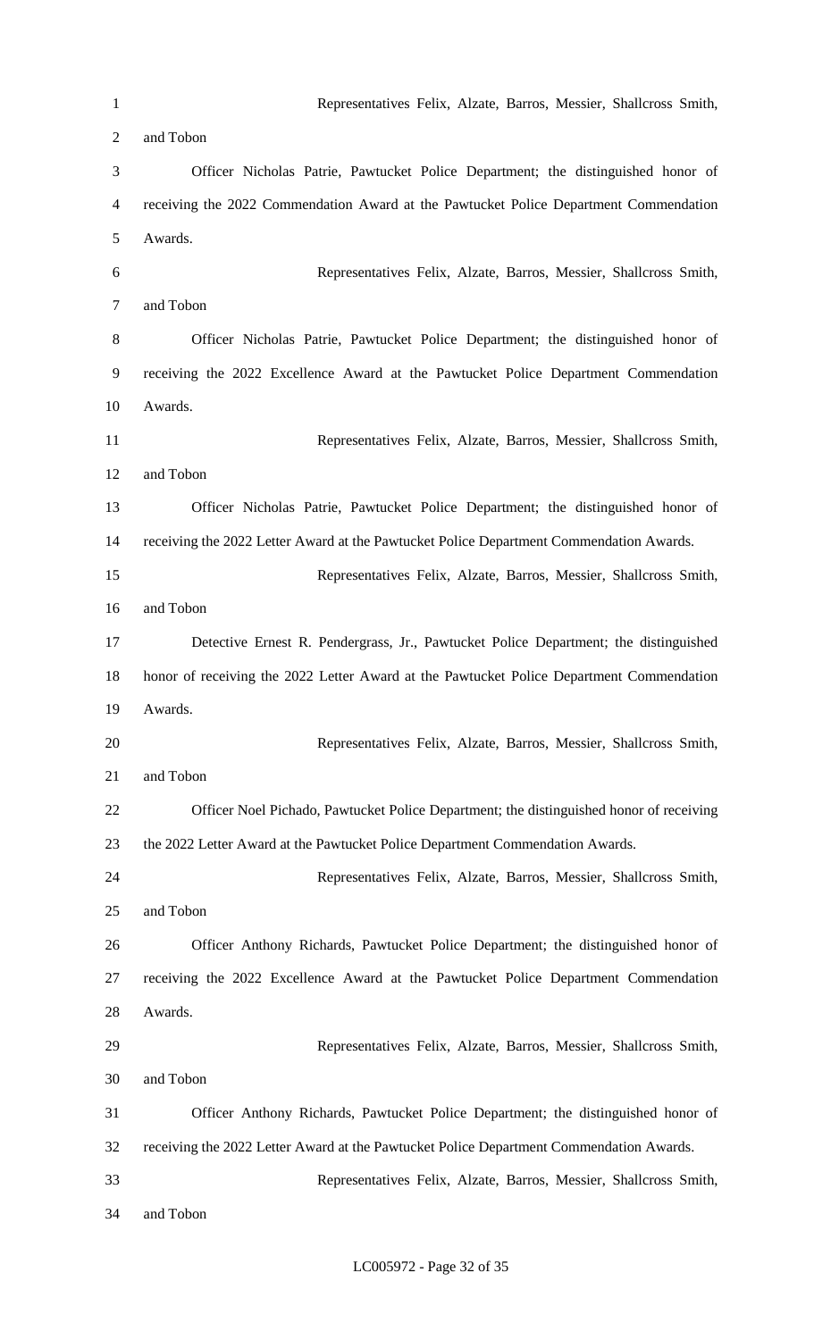Representatives Felix, Alzate, Barros, Messier, Shallcross Smith, and Tobon

Officer Nicholas Patrie, Pawtucket Police Department; the distinguished honor of receiving the 2022 Commendation Award at the Pawtucket Police Department Commendation Awards.

Representatives Felix, Alzate, Barros, Messier, Shallcross Smith, and Tobon

Officer Nicholas Patrie, Pawtucket Police Department; the distinguished honor of receiving the 2022 Excellence Award at the Pawtucket Police Department Commendation Awards.

Representatives Felix, Alzate, Barros, Messier, Shallcross Smith, and Tobon

Officer Nicholas Patrie, Pawtucket Police Department; the distinguished honor of receiving the 2022 Letter Award at the Pawtucket Police Department Commendation Awards.

Representatives Felix, Alzate, Barros, Messier, Shallcross Smith, and Tobon

Detective Ernest R. Pendergrass, Jr., Pawtucket Police Department; the distinguished honor of receiving the 2022 Letter Award at the Pawtucket Police Department Commendation Awards.

Representatives Felix, Alzate, Barros, Messier, Shallcross Smith, and Tobon

Officer Noel Pichado, Pawtucket Police Department; the distinguished honor of receiving the 2022 Letter Award at the Pawtucket Police Department Commendation Awards.

Representatives Felix, Alzate, Barros, Messier, Shallcross Smith, and Tobon

Officer Anthony Richards, Pawtucket Police Department; the distinguished honor of receiving the 2022 Excellence Award at the Pawtucket Police Department Commendation Awards.

Representatives Felix, Alzate, Barros, Messier, Shallcross Smith, and Tobon

Officer Anthony Richards, Pawtucket Police Department; the distinguished honor of receiving the 2022 Letter Award at the Pawtucket Police Department Commendation Awards.

Representatives Felix, Alzate, Barros, Messier, Shallcross Smith, and Tobon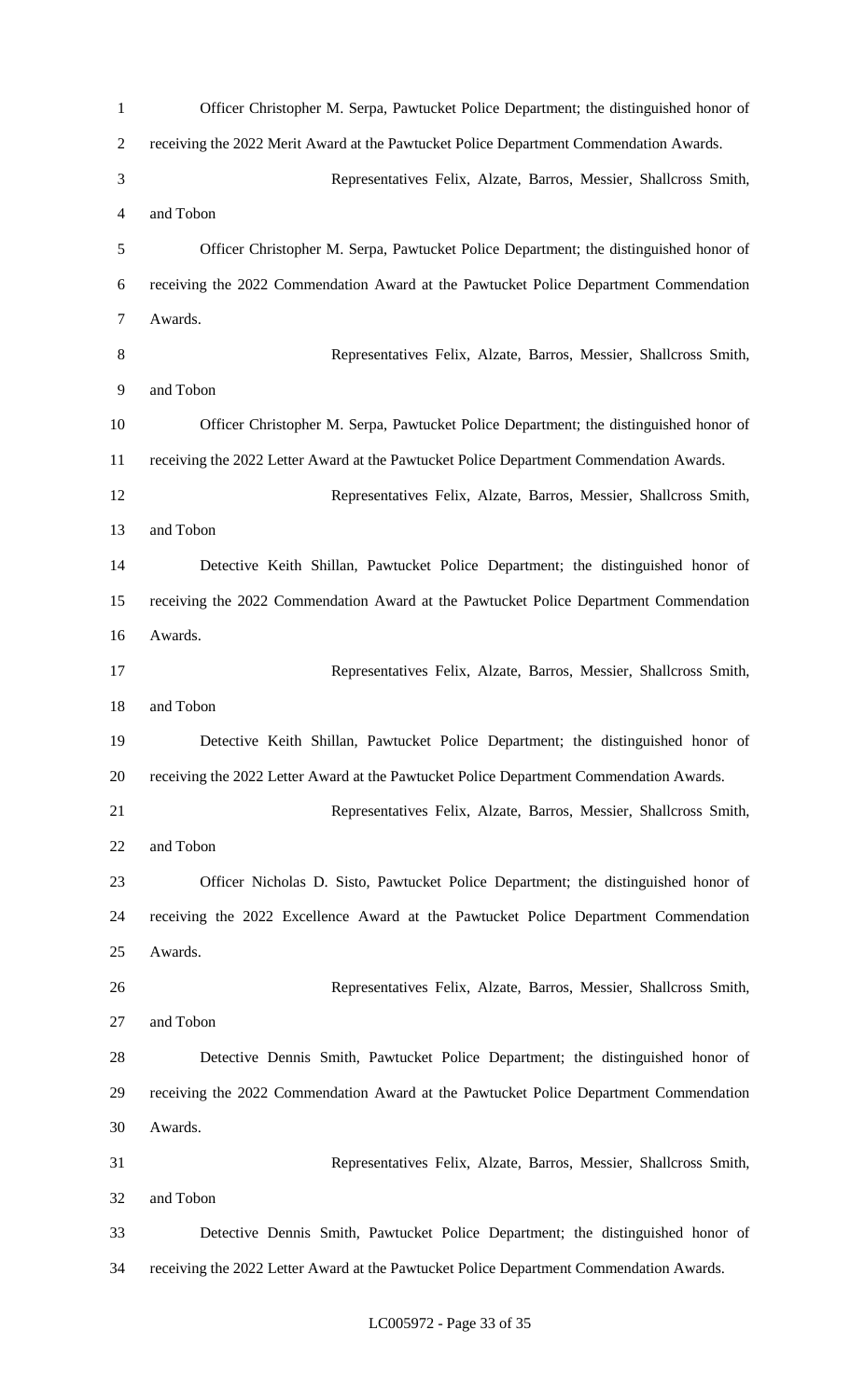Officer Christopher M. Serpa, Pawtucket Police Department; the distinguished honor of receiving the 2022 Merit Award at the Pawtucket Police Department Commendation Awards.

Representatives Felix, Alzate, Barros, Messier, Shallcross Smith, and Tobon

Officer Christopher M. Serpa, Pawtucket Police Department; the distinguished honor of receiving the 2022 Commendation Award at the Pawtucket Police Department Commendation Awards.

Representatives Felix, Alzate, Barros, Messier, Shallcross Smith, and Tobon

Officer Christopher M. Serpa, Pawtucket Police Department; the distinguished honor of receiving the 2022 Letter Award at the Pawtucket Police Department Commendation Awards.

Representatives Felix, Alzate, Barros, Messier, Shallcross Smith, and Tobon

Detective Keith Shillan, Pawtucket Police Department; the distinguished honor of receiving the 2022 Commendation Award at the Pawtucket Police Department Commendation Awards.

Representatives Felix, Alzate, Barros, Messier, Shallcross Smith, and Tobon

Detective Keith Shillan, Pawtucket Police Department; the distinguished honor of receiving the 2022 Letter Award at the Pawtucket Police Department Commendation Awards.

Representatives Felix, Alzate, Barros, Messier, Shallcross Smith, and Tobon

Officer Nicholas D. Sisto, Pawtucket Police Department; the distinguished honor of receiving the 2022 Excellence Award at the Pawtucket Police Department Commendation Awards.

Representatives Felix, Alzate, Barros, Messier, Shallcross Smith, and Tobon

Detective Dennis Smith, Pawtucket Police Department; the distinguished honor of receiving the 2022 Commendation Award at the Pawtucket Police Department Commendation Awards.

Representatives Felix, Alzate, Barros, Messier, Shallcross Smith, and Tobon

Detective Dennis Smith, Pawtucket Police Department; the distinguished honor of receiving the 2022 Letter Award at the Pawtucket Police Department Commendation Awards.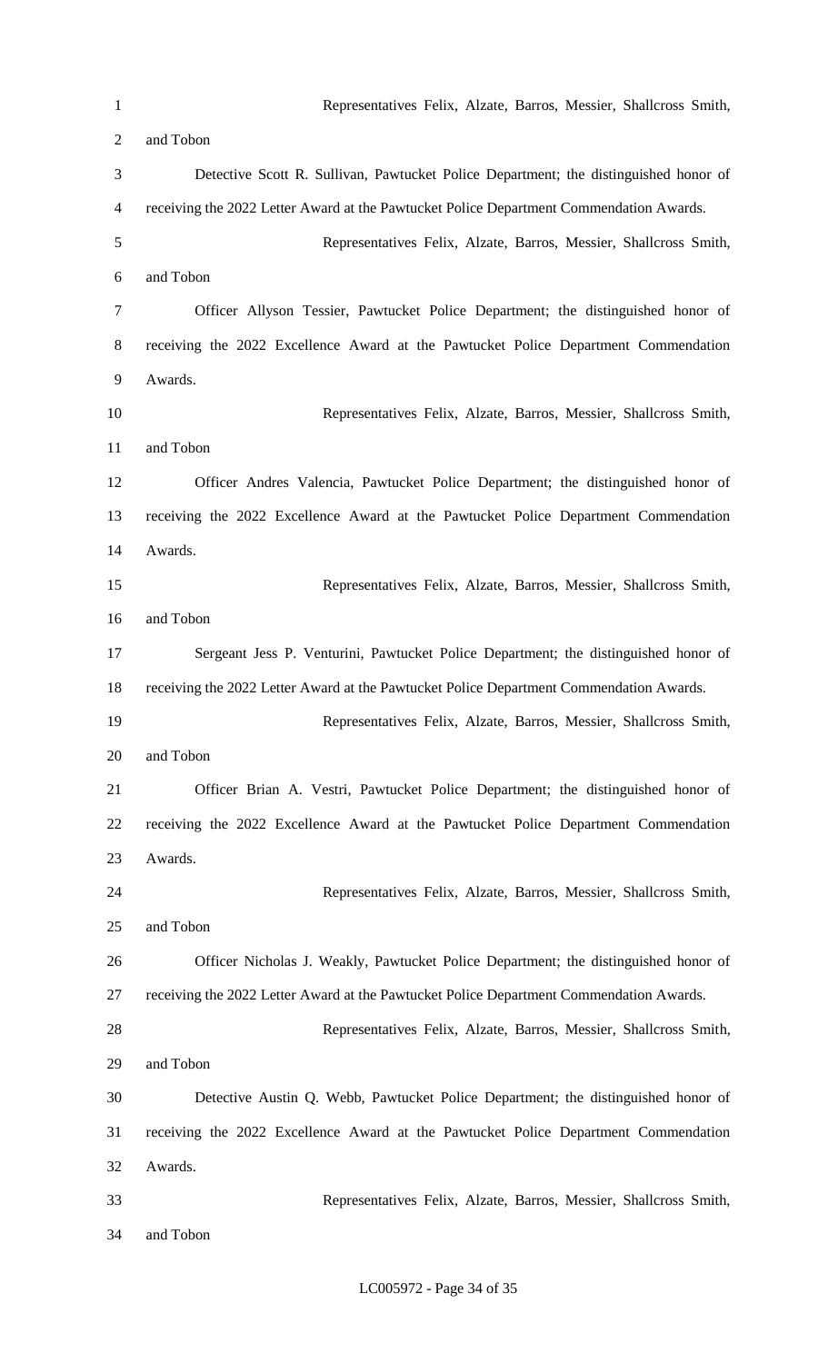Representatives Felix, Alzate, Barros, Messier, Shallcross Smith, and Tobon

Detective Scott R. Sullivan, Pawtucket Police Department; the distinguished honor of receiving the 2022 Letter Award at the Pawtucket Police Department Commendation Awards.

Representatives Felix, Alzate, Barros, Messier, Shallcross Smith, and Tobon

Officer Allyson Tessier, Pawtucket Police Department; the distinguished honor of receiving the 2022 Excellence Award at the Pawtucket Police Department Commendation Awards.

Representatives Felix, Alzate, Barros, Messier, Shallcross Smith, and Tobon

Officer Andres Valencia, Pawtucket Police Department; the distinguished honor of receiving the 2022 Excellence Award at the Pawtucket Police Department Commendation Awards.

Representatives Felix, Alzate, Barros, Messier, Shallcross Smith, and Tobon

Sergeant Jess P. Venturini, Pawtucket Police Department; the distinguished honor of receiving the 2022 Letter Award at the Pawtucket Police Department Commendation Awards.

Representatives Felix, Alzate, Barros, Messier, Shallcross Smith, and Tobon

Officer Brian A. Vestri, Pawtucket Police Department; the distinguished honor of receiving the 2022 Excellence Award at the Pawtucket Police Department Commendation Awards.

Representatives Felix, Alzate, Barros, Messier, Shallcross Smith, and Tobon

Officer Nicholas J. Weakly, Pawtucket Police Department; the distinguished honor of receiving the 2022 Letter Award at the Pawtucket Police Department Commendation Awards.

Representatives Felix, Alzate, Barros, Messier, Shallcross Smith, and Tobon

Detective Austin Q. Webb, Pawtucket Police Department; the distinguished honor of receiving the 2022 Excellence Award at the Pawtucket Police Department Commendation Awards.

Representatives Felix, Alzate, Barros, Messier, Shallcross Smith, and Tobon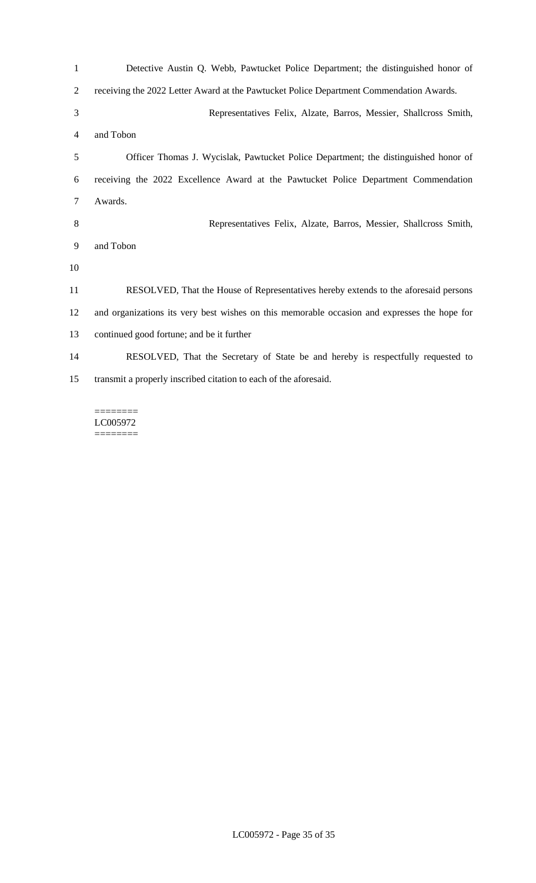Detective Austin Q. Webb, Pawtucket Police Department; the distinguished honor of receiving the 2022 Letter Award at the Pawtucket Police Department Commendation Awards.

Representatives Felix, Alzate, Barros, Messier, Shallcross Smith, and Tobon

Officer Thomas J. Wycislak, Pawtucket Police Department; the distinguished honor of receiving the 2022 Excellence Award at the Pawtucket Police Department Commendation Awards.

Representatives Felix, Alzate, Barros, Messier, Shallcross Smith, and Tobon

RESOLVED, That the House of Representatives hereby extends to the aforesaid persons and organizations its very best wishes on this memorable occasion and expresses the hope for continued good fortune; and be it further

RESOLVED, That the Secretary of State be and hereby is respectfully requested to transmit a properly inscribed citation to each of the aforesaid.

========
LC005972
========